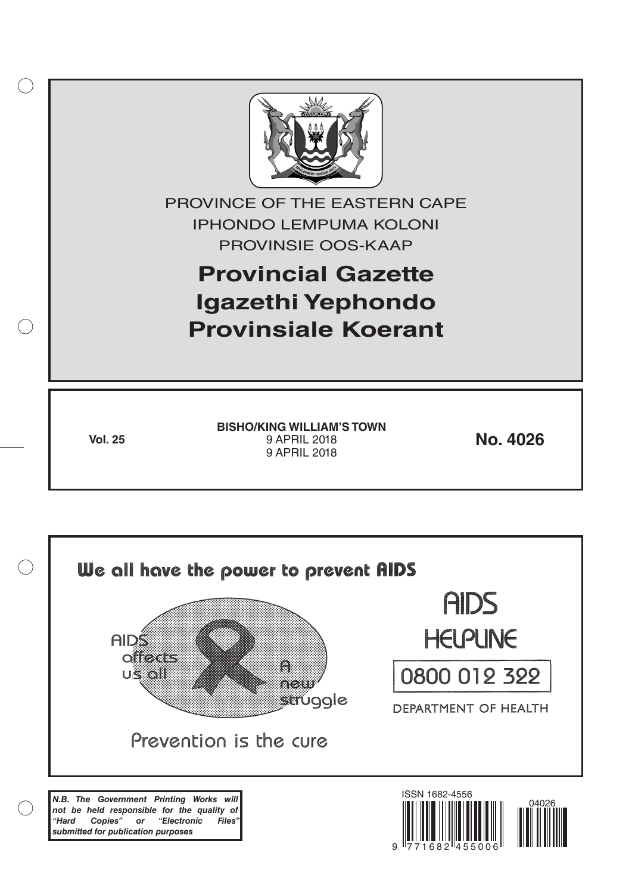PROVINCE OF THE EASTERN CAPE

IPHONDO LEMPUMA KOLONI

PROVINSIE OOS-KAAP

# Provincial Gazette
# Igazethi Yephondo
# Provinsiale Koerant

**Vol. 25**

**BISHO/KING WILLIAM'S TOWN**
9 APRIL 2018
9 APRIL 2018

**No. 4026**

We all have the power to prevent AIDS

AIDS affects us all

A new struggle

Prevention is the cure

AIDS HELPLINE

0800 012 322

DEPARTMENT OF HEALTH

***N.B. The Government Printing Works will not be held responsible for the quality of "Hard Copies" or "Electronic Files" submitted for publication purposes***

ISSN 1682-4556

04026

9 771682 455006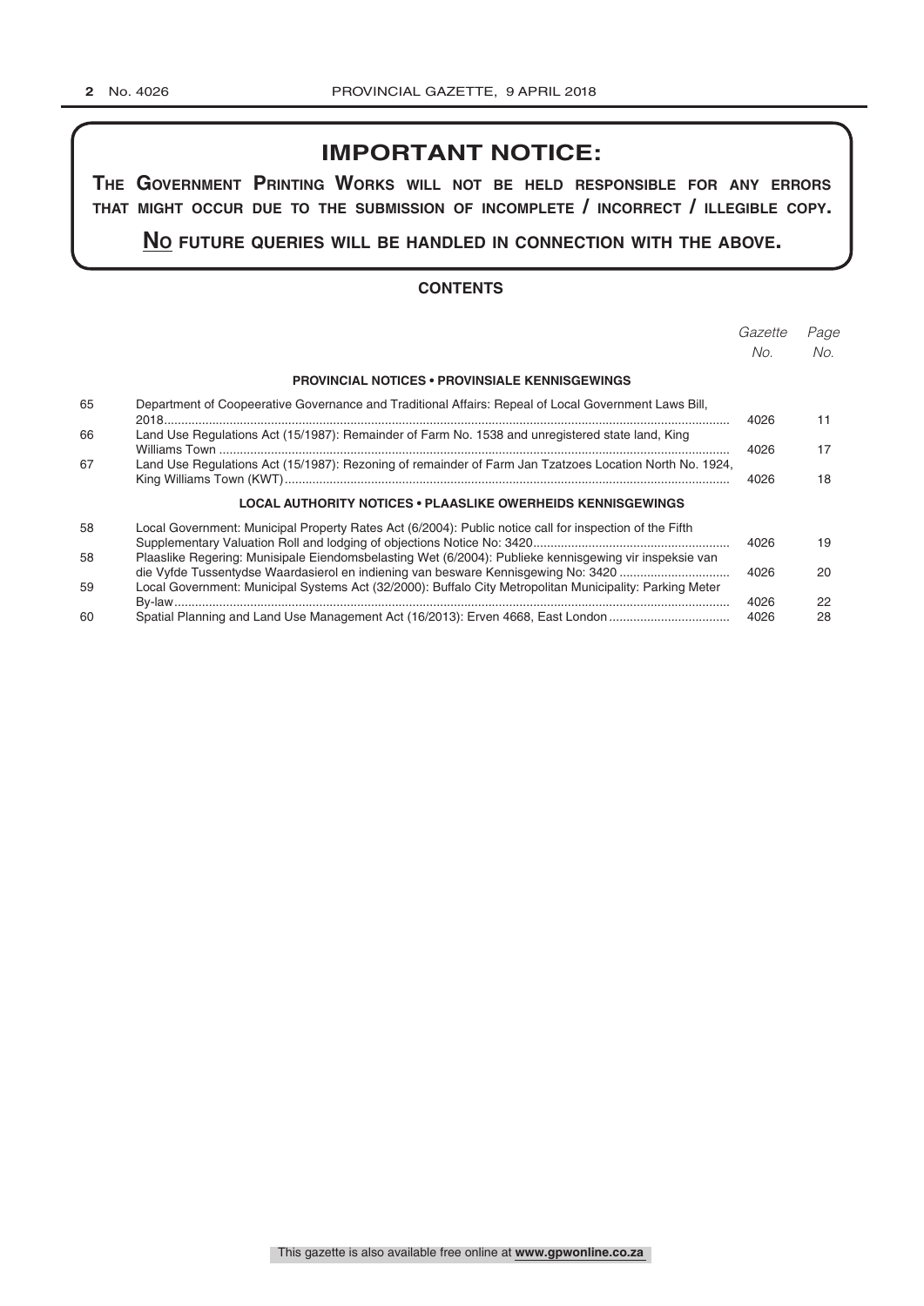# IMPORTANT NOTICE:

**THE GOVERNMENT PRINTING WORKS WILL NOT BE HELD RESPONSIBLE FOR ANY ERRORS THAT MIGHT OCCUR DUE TO THE SUBMISSION OF INCOMPLETE / INCORRECT / ILLEGIBLE COPY.**

**NO FUTURE QUERIES WILL BE HANDLED IN CONNECTION WITH THE ABOVE.**

## CONTENTS

| | | *Gazette No.* | *Page No.* |
|---|---|---|---|
| | **PROVINCIAL NOTICES • PROVINSIALE KENNISGEWINGS** | | |
| 65 | Department of Coopeerative Governance and Traditional Affairs: Repeal of Local Government Laws Bill, 2018 | 4026 | 11 |
| 66 | Land Use Regulations Act (15/1987): Remainder of Farm No. 1538 and unregistered state land, King Williams Town | 4026 | 17 |
| 67 | Land Use Regulations Act (15/1987): Rezoning of remainder of Farm Jan Tzatzoes Location North No. 1924, King Williams Town (KWT) | 4026 | 18 |
| | **LOCAL AUTHORITY NOTICES • PLAASLIKE OWERHEIDS KENNISGEWINGS** | | |
| 58 | Local Government: Municipal Property Rates Act (6/2004): Public notice call for inspection of the Fifth Supplementary Valuation Roll and lodging of objections Notice No: 3420 | 4026 | 19 |
| 58 | Plaaslike Regering: Munisipale Eiendomsbelasting Wet (6/2004): Publieke kennisgewing vir inspeksie van die Vyfde Tussentydse Waardasierol en indiening van besware Kennisgewing No: 3420 | 4026 | 20 |
| 59 | Local Government: Municipal Systems Act (32/2000): Buffalo City Metropolitan Municipality: Parking Meter By-law | 4026 | 22 |
| 60 | Spatial Planning and Land Use Management Act (16/2013): Erven 4668, East London | 4026 | 28 |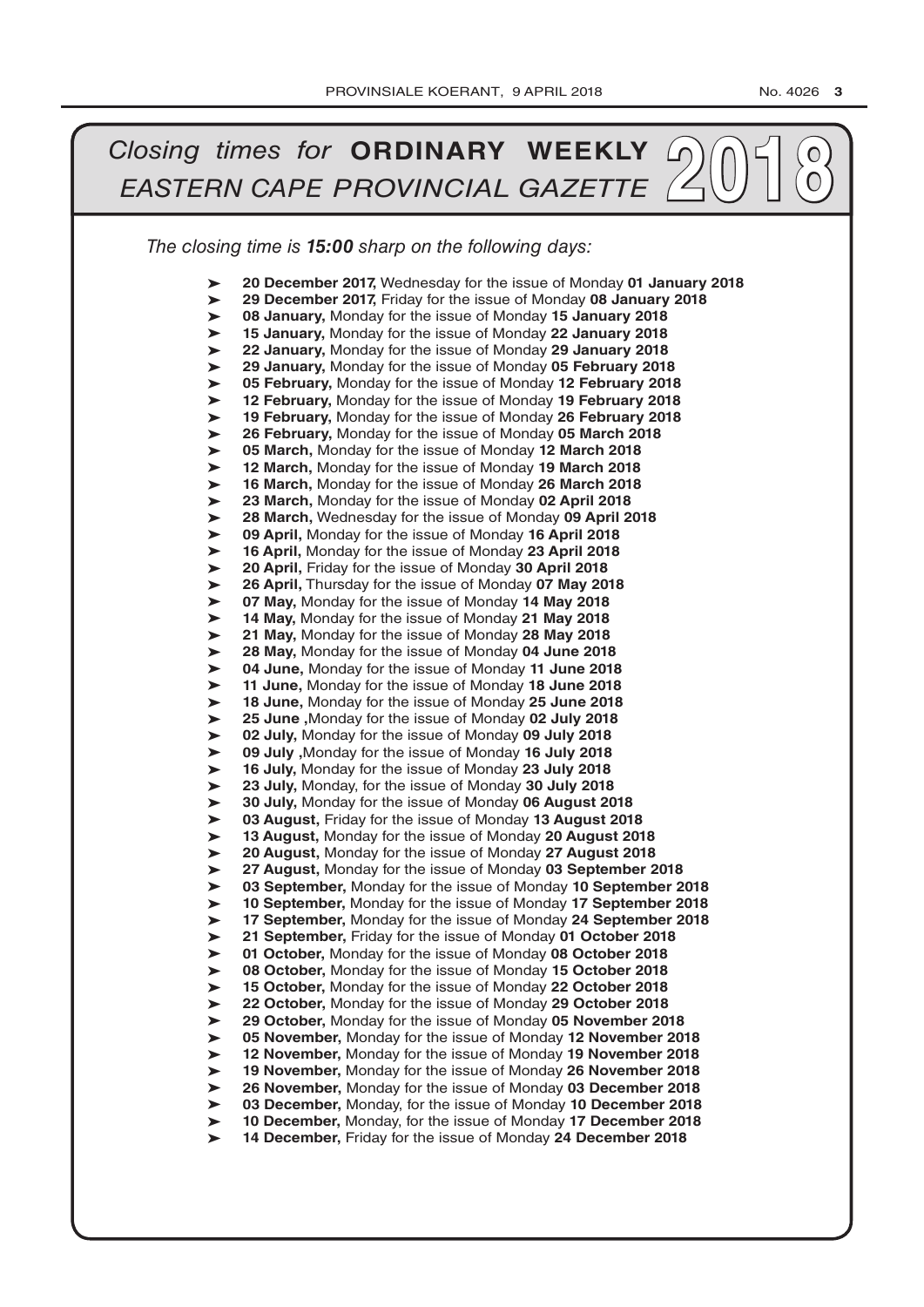# *Closing times for* **ORDINARY WEEKLY** *EASTERN CAPE PROVINCIAL GAZETTE* 2018

*The closing time is **15:00** sharp on the following days:*

- **20 December 2017,** Wednesday for the issue of Monday **01 January 2018**
- **29 December 2017,** Friday for the issue of Monday **08 January 2018**
- **08 January,** Monday for the issue of Monday **15 January 2018**
- **15 January,** Monday for the issue of Monday **22 January 2018**
- **22 January,** Monday for the issue of Monday **29 January 2018**
- **29 January,** Monday for the issue of Monday **05 February 2018**
- **05 February,** Monday for the issue of Monday **12 February 2018**
- **12 February,** Monday for the issue of Monday **19 February 2018**
- **19 February,** Monday for the issue of Monday **26 February 2018**
- **26 February,** Monday for the issue of Monday **05 March 2018**
- **05 March,** Monday for the issue of Monday **12 March 2018**
- **12 March,** Monday for the issue of Monday **19 March 2018**
- **16 March,** Monday for the issue of Monday **26 March 2018**
- **23 March,** Monday for the issue of Monday **02 April 2018**
- **28 March,** Wednesday for the issue of Monday **09 April 2018**
- **09 April,** Monday for the issue of Monday **16 April 2018**
- **16 April,** Monday for the issue of Monday **23 April 2018**
- **20 April,** Friday for the issue of Monday **30 April 2018**
- **26 April,** Thursday for the issue of Monday **07 May 2018**
- **07 May,** Monday for the issue of Monday **14 May 2018**
- **14 May,** Monday for the issue of Monday **21 May 2018**
- **21 May,** Monday for the issue of Monday **28 May 2018**
- **28 May,** Monday for the issue of Monday **04 June 2018**
- **04 June,** Monday for the issue of Monday **11 June 2018**
- **11 June,** Monday for the issue of Monday **18 June 2018**
- **18 June,** Monday for the issue of Monday **25 June 2018**
- **25 June ,**Monday for the issue of Monday **02 July 2018**
- **02 July,** Monday for the issue of Monday **09 July 2018**
- **09 July ,**Monday for the issue of Monday **16 July 2018**
- **16 July,** Monday for the issue of Monday **23 July 2018**
- **23 July,** Monday, for the issue of Monday **30 July 2018**
- **30 July,** Monday for the issue of Monday **06 August 2018**
- **03 August,** Friday for the issue of Monday **13 August 2018**
- **13 August,** Monday for the issue of Monday **20 August 2018**
- **20 August,** Monday for the issue of Monday **27 August 2018**
- **27 August,** Monday for the issue of Monday **03 September 2018**
- **03 September,** Monday for the issue of Monday **10 September 2018**
- **10 September,** Monday for the issue of Monday **17 September 2018**
- **17 September,** Monday for the issue of Monday **24 September 2018**
- **21 September,** Friday for the issue of Monday **01 October 2018**
- **01 October,** Monday for the issue of Monday **08 October 2018**
- **08 October,** Monday for the issue of Monday **15 October 2018**
- **15 October,** Monday for the issue of Monday **22 October 2018**
- **22 October,** Monday for the issue of Monday **29 October 2018**
- **29 October,** Monday for the issue of Monday **05 November 2018**
- **05 November,** Monday for the issue of Monday **12 November 2018**
- **12 November,** Monday for the issue of Monday **19 November 2018**
- **19 November,** Monday for the issue of Monday **26 November 2018**
- **26 November,** Monday for the issue of Monday **03 December 2018**
- **03 December,** Monday, for the issue of Monday **10 December 2018**
- **10 December,** Monday, for the issue of Monday **17 December 2018**
- **14 December,** Friday for the issue of Monday **24 December 2018**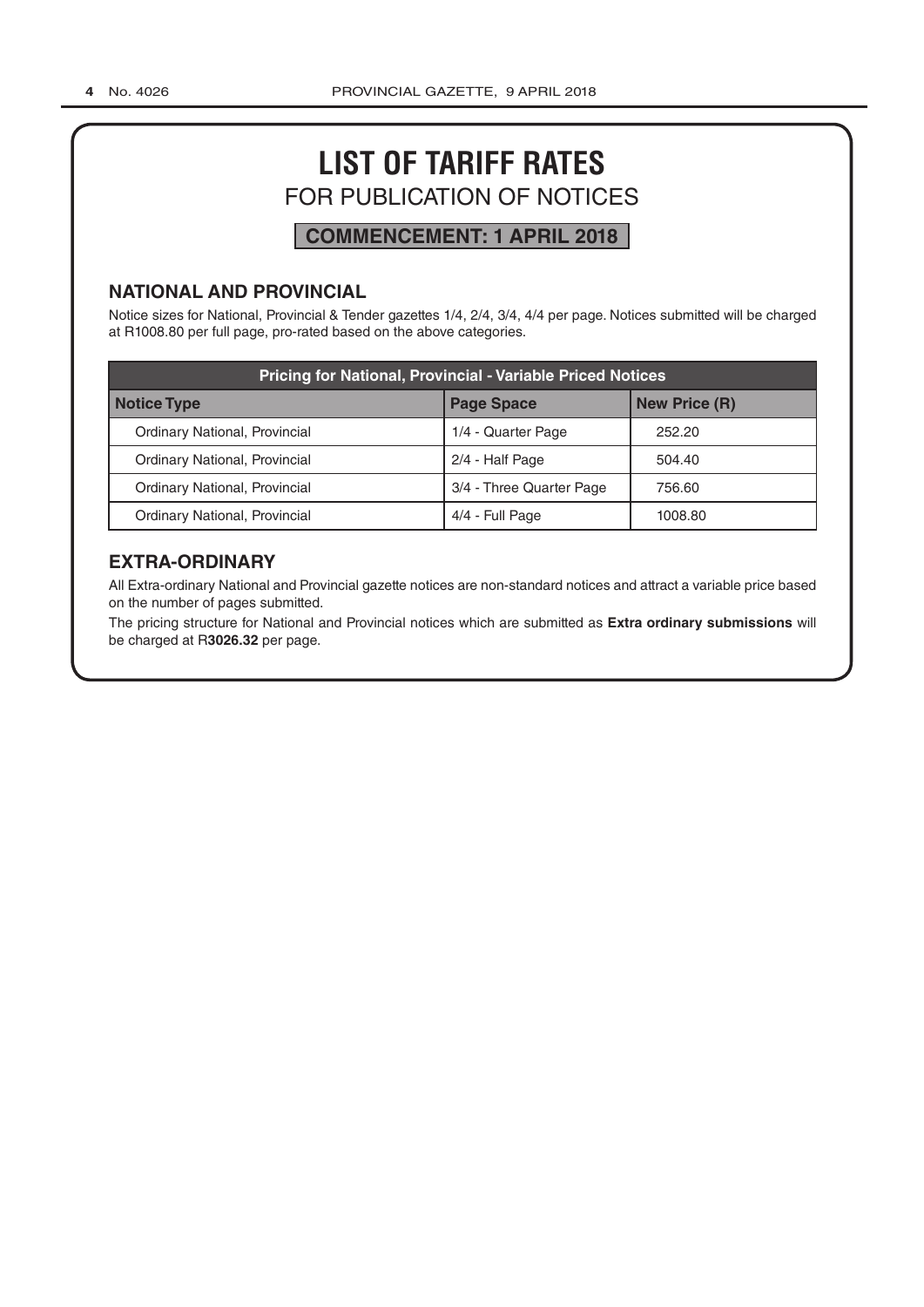# LIST OF TARIFF RATES

## FOR PUBLICATION OF NOTICES

**COMMENCEMENT: 1 APRIL 2018**

### NATIONAL AND PROVINCIAL

Notice sizes for National, Provincial & Tender gazettes 1/4, 2/4, 3/4, 4/4 per page. Notices submitted will be charged at R1008.80 per full page, pro-rated based on the above categories.

| Pricing for National, Provincial - Variable Priced Notices | | |
|---|---|---|
| **Notice Type** | **Page Space** | **New Price (R)** |
| Ordinary National, Provincial | 1/4 - Quarter Page | 252.20 |
| Ordinary National, Provincial | 2/4 - Half Page | 504.40 |
| Ordinary National, Provincial | 3/4 - Three Quarter Page | 756.60 |
| Ordinary National, Provincial | 4/4 - Full Page | 1008.80 |

### EXTRA-ORDINARY

All Extra-ordinary National and Provincial gazette notices are non-standard notices and attract a variable price based on the number of pages submitted.

The pricing structure for National and Provincial notices which are submitted as **Extra ordinary submissions** will be charged at R**3026.32** per page.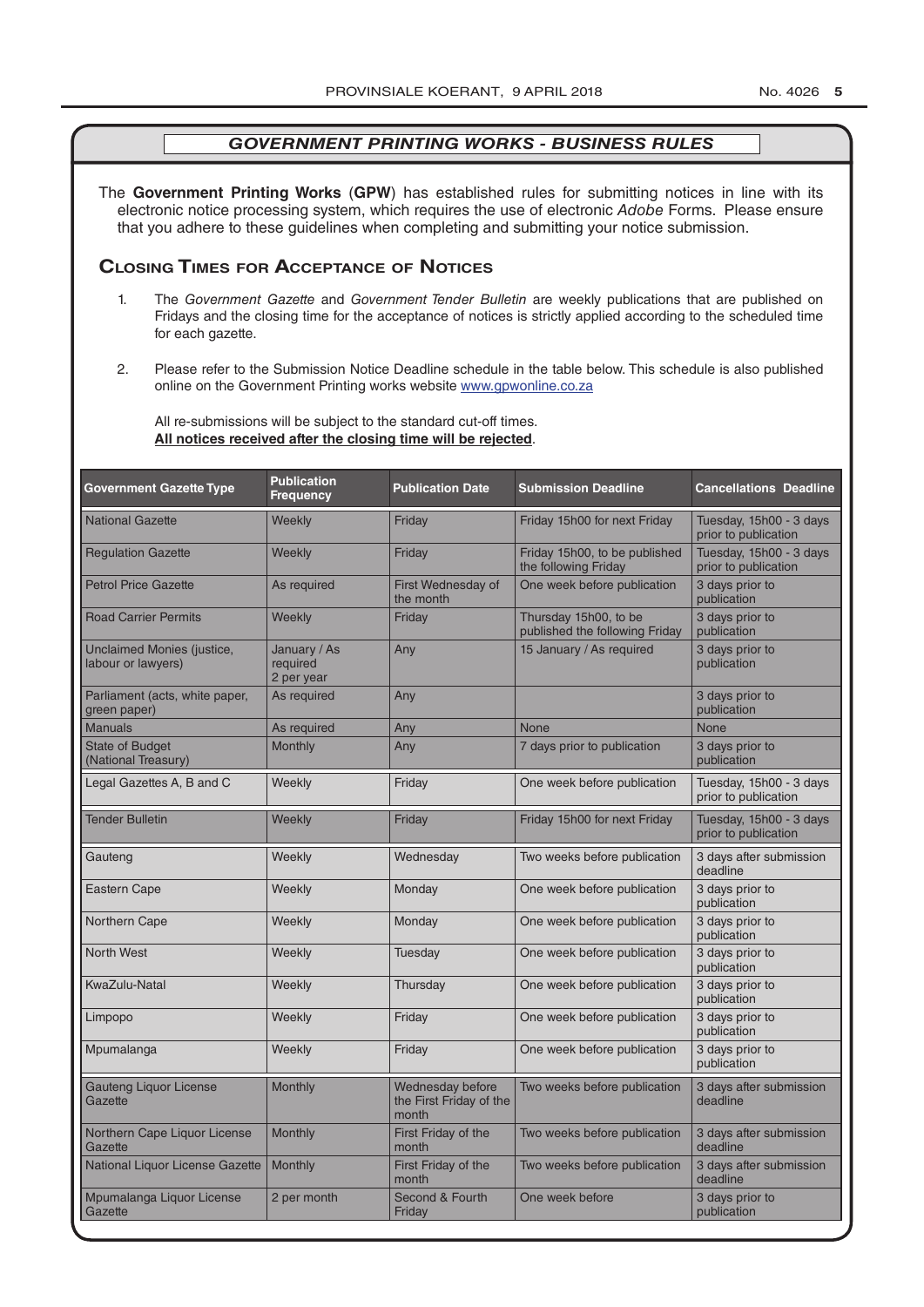## *GOVERNMENT PRINTING WORKS - BUSINESS RULES*

The **Government Printing Works** (**GPW**) has established rules for submitting notices in line with its electronic notice processing system, which requires the use of electronic *Adobe* Forms. Please ensure that you adhere to these guidelines when completing and submitting your notice submission.

### Closing Times for Acceptance of Notices

1. The *Government Gazette* and *Government Tender Bulletin* are weekly publications that are published on Fridays and the closing time for the acceptance of notices is strictly applied according to the scheduled time for each gazette.

2. Please refer to the Submission Notice Deadline schedule in the table below. This schedule is also published online on the Government Printing works website www.gpwonline.co.za

   All re-submissions will be subject to the standard cut-off times.
   **All notices received after the closing time will be rejected**.

| Government Gazette Type | Publication Frequency | Publication Date | Submission Deadline | Cancellations Deadline |
|---|---|---|---|---|
| National Gazette | Weekly | Friday | Friday 15h00 for next Friday | Tuesday, 15h00 - 3 days prior to publication |
| Regulation Gazette | Weekly | Friday | Friday 15h00, to be published the following Friday | Tuesday, 15h00 - 3 days prior to publication |
| Petrol Price Gazette | As required | First Wednesday of the month | One week before publication | 3 days prior to publication |
| Road Carrier Permits | Weekly | Friday | Thursday 15h00, to be published the following Friday | 3 days prior to publication |
| Unclaimed Monies (justice, labour or lawyers) | January / As required 2 per year | Any | 15 January / As required | 3 days prior to publication |
| Parliament (acts, white paper, green paper) | As required | Any | | 3 days prior to publication |
| Manuals | As required | Any | None | None |
| State of Budget (National Treasury) | Monthly | Any | 7 days prior to publication | 3 days prior to publication |
| Legal Gazettes A, B and C | Weekly | Friday | One week before publication | Tuesday, 15h00 - 3 days prior to publication |
| Tender Bulletin | Weekly | Friday | Friday 15h00 for next Friday | Tuesday, 15h00 - 3 days prior to publication |
| Gauteng | Weekly | Wednesday | Two weeks before publication | 3 days after submission deadline |
| Eastern Cape | Weekly | Monday | One week before publication | 3 days prior to publication |
| Northern Cape | Weekly | Monday | One week before publication | 3 days prior to publication |
| North West | Weekly | Tuesday | One week before publication | 3 days prior to publication |
| KwaZulu-Natal | Weekly | Thursday | One week before publication | 3 days prior to publication |
| Limpopo | Weekly | Friday | One week before publication | 3 days prior to publication |
| Mpumalanga | Weekly | Friday | One week before publication | 3 days prior to publication |
| Gauteng Liquor License Gazette | Monthly | Wednesday before the First Friday of the month | Two weeks before publication | 3 days after submission deadline |
| Northern Cape Liquor License Gazette | Monthly | First Friday of the month | Two weeks before publication | 3 days after submission deadline |
| National Liquor License Gazette | Monthly | First Friday of the month | Two weeks before publication | 3 days after submission deadline |
| Mpumalanga Liquor License Gazette | 2 per month | Second & Fourth Friday | One week before | 3 days prior to publication |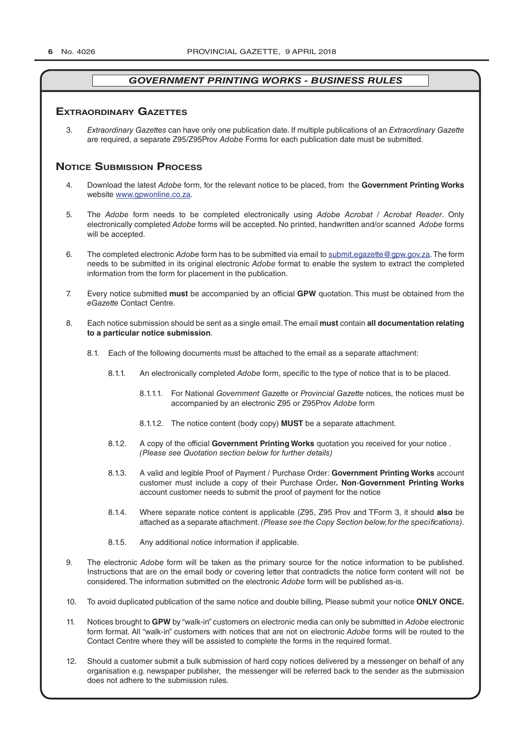## GOVERNMENT PRINTING WORKS - BUSINESS RULES

### Extraordinary Gazettes

3. *Extraordinary Gazettes* can have only one publication date. If multiple publications of an *Extraordinary Gazette* are required, a separate Z95/Z95Prov *Adobe* Forms for each publication date must be submitted.

### Notice Submission Process

4. Download the latest *Adobe* form, for the relevant notice to be placed, from the **Government Printing Works** website www.gpwonline.co.za.

5. The *Adobe* form needs to be completed electronically using *Adobe Acrobat* / *Acrobat Reader*. Only electronically completed *Adobe* forms will be accepted. No printed, handwritten and/or scanned *Adobe* forms will be accepted.

6. The completed electronic *Adobe* form has to be submitted via email to submit.egazette@gpw.gov.za. The form needs to be submitted in its original electronic *Adobe* format to enable the system to extract the completed information from the form for placement in the publication.

7. Every notice submitted **must** be accompanied by an official **GPW** quotation. This must be obtained from the *eGazette* Contact Centre.

8. Each notice submission should be sent as a single email. The email **must** contain **all documentation relating to a particular notice submission**.

   8.1. Each of the following documents must be attached to the email as a separate attachment:

      8.1.1. An electronically completed *Adobe* form, specific to the type of notice that is to be placed.

         8.1.1.1. For National *Government Gazette* or *Provincial Gazette* notices, the notices must be accompanied by an electronic Z95 or Z95Prov *Adobe* form

         8.1.1.2. The notice content (body copy) **MUST** be a separate attachment.

      8.1.2. A copy of the official **Government Printing Works** quotation you received for your notice . *(Please see Quotation section below for further details)*

      8.1.3. A valid and legible Proof of Payment / Purchase Order: **Government Printing Works** account customer must include a copy of their Purchase Order**. Non**-**Government Printing Works** account customer needs to submit the proof of payment for the notice

      8.1.4. Where separate notice content is applicable (Z95, Z95 Prov and TForm 3, it should **also** be attached as a separate attachment. *(Please see the Copy Section below, for the specifications)*.

      8.1.5. Any additional notice information if applicable.

9. The electronic *Adobe* form will be taken as the primary source for the notice information to be published. Instructions that are on the email body or covering letter that contradicts the notice form content will not be considered. The information submitted on the electronic *Adobe* form will be published as-is.

10. To avoid duplicated publication of the same notice and double billing, Please submit your notice **ONLY ONCE.**

11. Notices brought to **GPW** by "walk-in" customers on electronic media can only be submitted in *Adobe* electronic form format. All "walk-in" customers with notices that are not on electronic *Adobe* forms will be routed to the Contact Centre where they will be assisted to complete the forms in the required format.

12. Should a customer submit a bulk submission of hard copy notices delivered by a messenger on behalf of any organisation e.g. newspaper publisher, the messenger will be referred back to the sender as the submission does not adhere to the submission rules.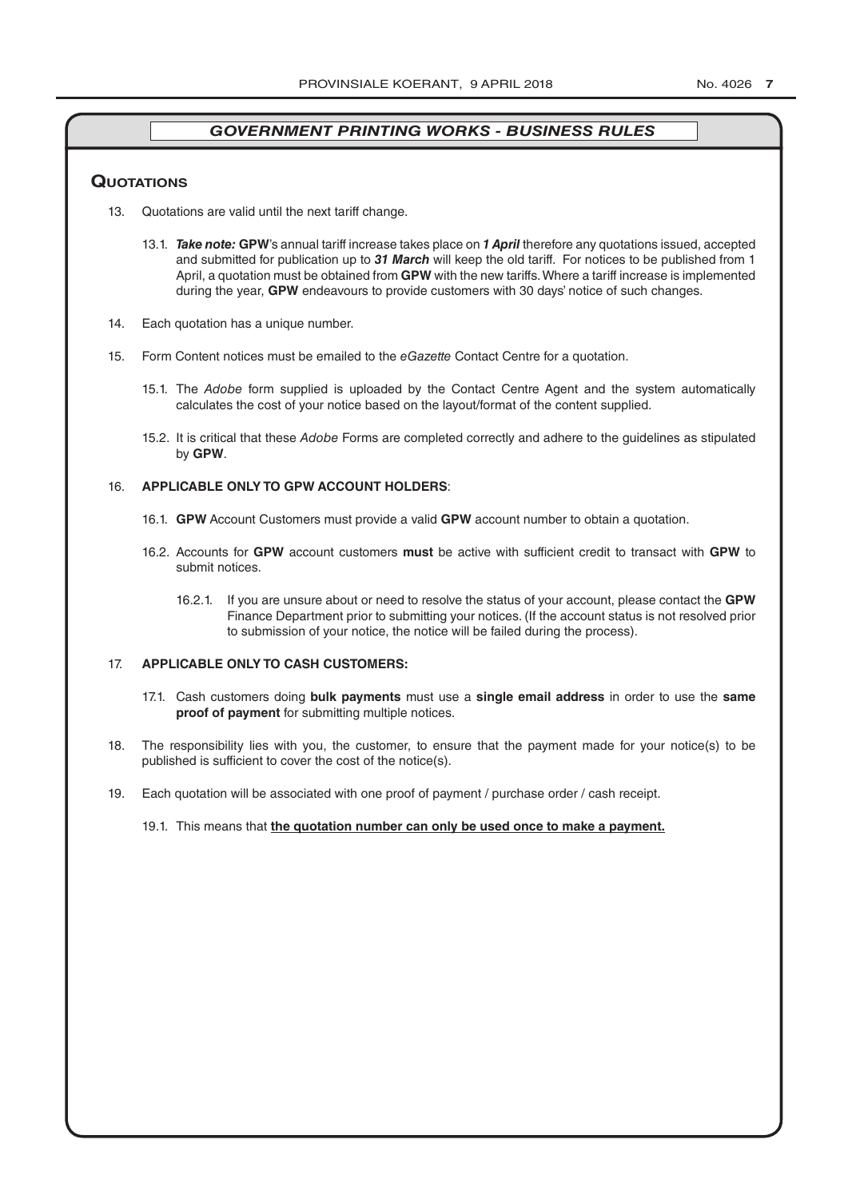## GOVERNMENT PRINTING WORKS - BUSINESS RULES

### Quotations

13. Quotations are valid until the next tariff change.

    13.1. ***Take note:*** **GPW**'s annual tariff increase takes place on ***1 April*** therefore any quotations issued, accepted and submitted for publication up to ***31 March*** will keep the old tariff. For notices to be published from 1 April, a quotation must be obtained from **GPW** with the new tariffs. Where a tariff increase is implemented during the year, **GPW** endeavours to provide customers with 30 days' notice of such changes.

14. Each quotation has a unique number.

15. Form Content notices must be emailed to the *eGazette* Contact Centre for a quotation.

    15.1. The *Adobe* form supplied is uploaded by the Contact Centre Agent and the system automatically calculates the cost of your notice based on the layout/format of the content supplied.

    15.2. It is critical that these *Adobe* Forms are completed correctly and adhere to the guidelines as stipulated by **GPW**.

16. **APPLICABLE ONLY TO GPW ACCOUNT HOLDERS**:

    16.1. **GPW** Account Customers must provide a valid **GPW** account number to obtain a quotation.

    16.2. Accounts for **GPW** account customers **must** be active with sufficient credit to transact with **GPW** to submit notices.

    16.2.1. If you are unsure about or need to resolve the status of your account, please contact the **GPW** Finance Department prior to submitting your notices. (If the account status is not resolved prior to submission of your notice, the notice will be failed during the process).

17. **APPLICABLE ONLY TO CASH CUSTOMERS:**

    17.1. Cash customers doing **bulk payments** must use a **single email address** in order to use the **same proof of payment** for submitting multiple notices.

18. The responsibility lies with you, the customer, to ensure that the payment made for your notice(s) to be published is sufficient to cover the cost of the notice(s).

19. Each quotation will be associated with one proof of payment / purchase order / cash receipt.

    19.1. This means that **<u>the quotation number can only be used once to make a payment.</u>**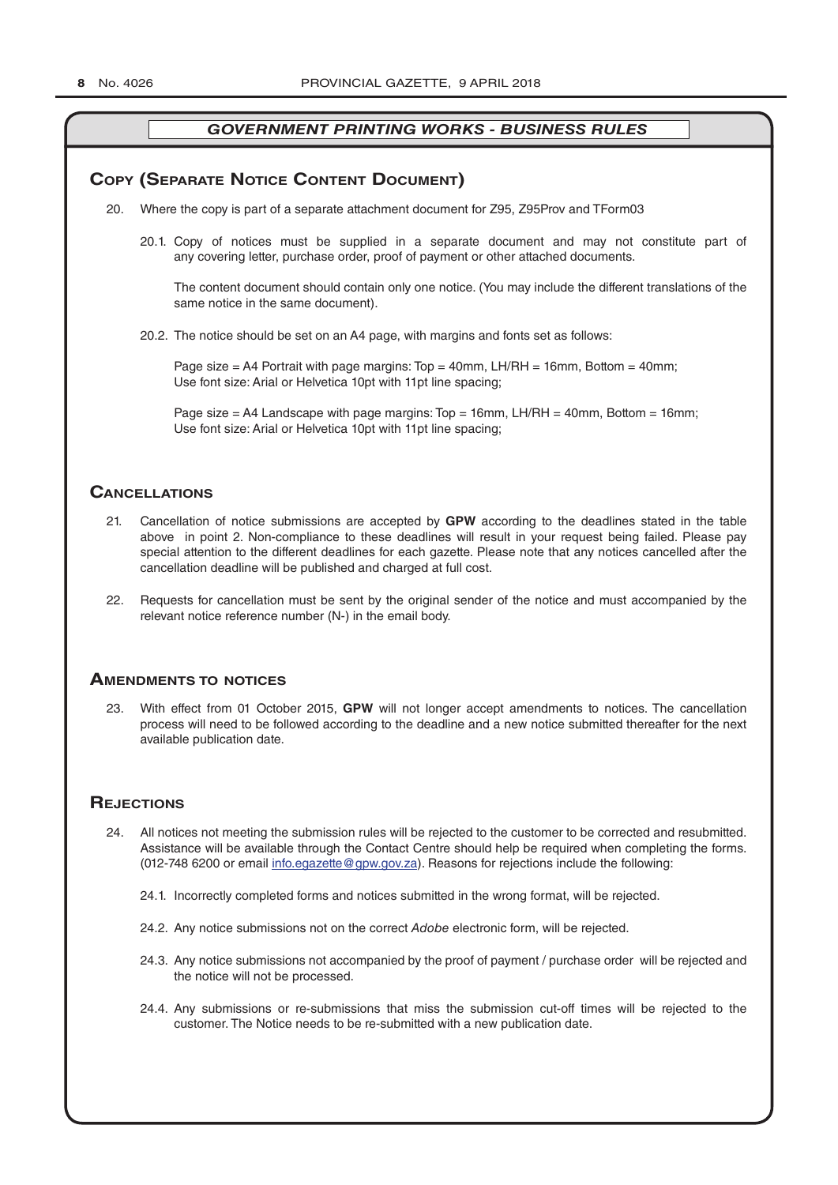## GOVERNMENT PRINTING WORKS - BUSINESS RULES

### Copy (Separate Notice Content Document)

20. Where the copy is part of a separate attachment document for Z95, Z95Prov and TForm03

    20.1. Copy of notices must be supplied in a separate document and may not constitute part of any covering letter, purchase order, proof of payment or other attached documents.

    The content document should contain only one notice. (You may include the different translations of the same notice in the same document).

    20.2. The notice should be set on an A4 page, with margins and fonts set as follows:

    Page size = A4 Portrait with page margins: Top = 40mm, LH/RH = 16mm, Bottom = 40mm;
    Use font size: Arial or Helvetica 10pt with 11pt line spacing;

    Page size = A4 Landscape with page margins: Top = 16mm, LH/RH = 40mm, Bottom = 16mm;
    Use font size: Arial or Helvetica 10pt with 11pt line spacing;

### Cancellations

21. Cancellation of notice submissions are accepted by **GPW** according to the deadlines stated in the table above in point 2. Non-compliance to these deadlines will result in your request being failed. Please pay special attention to the different deadlines for each gazette. Please note that any notices cancelled after the cancellation deadline will be published and charged at full cost.

22. Requests for cancellation must be sent by the original sender of the notice and must accompanied by the relevant notice reference number (N-) in the email body.

### Amendments to notices

23. With effect from 01 October 2015, **GPW** will not longer accept amendments to notices. The cancellation process will need to be followed according to the deadline and a new notice submitted thereafter for the next available publication date.

### Rejections

24. All notices not meeting the submission rules will be rejected to the customer to be corrected and resubmitted. Assistance will be available through the Contact Centre should help be required when completing the forms. (012-748 6200 or email info.egazette@gpw.gov.za). Reasons for rejections include the following:

    24.1. Incorrectly completed forms and notices submitted in the wrong format, will be rejected.

    24.2. Any notice submissions not on the correct *Adobe* electronic form, will be rejected.

    24.3. Any notice submissions not accompanied by the proof of payment / purchase order will be rejected and the notice will not be processed.

    24.4. Any submissions or re-submissions that miss the submission cut-off times will be rejected to the customer. The Notice needs to be re-submitted with a new publication date.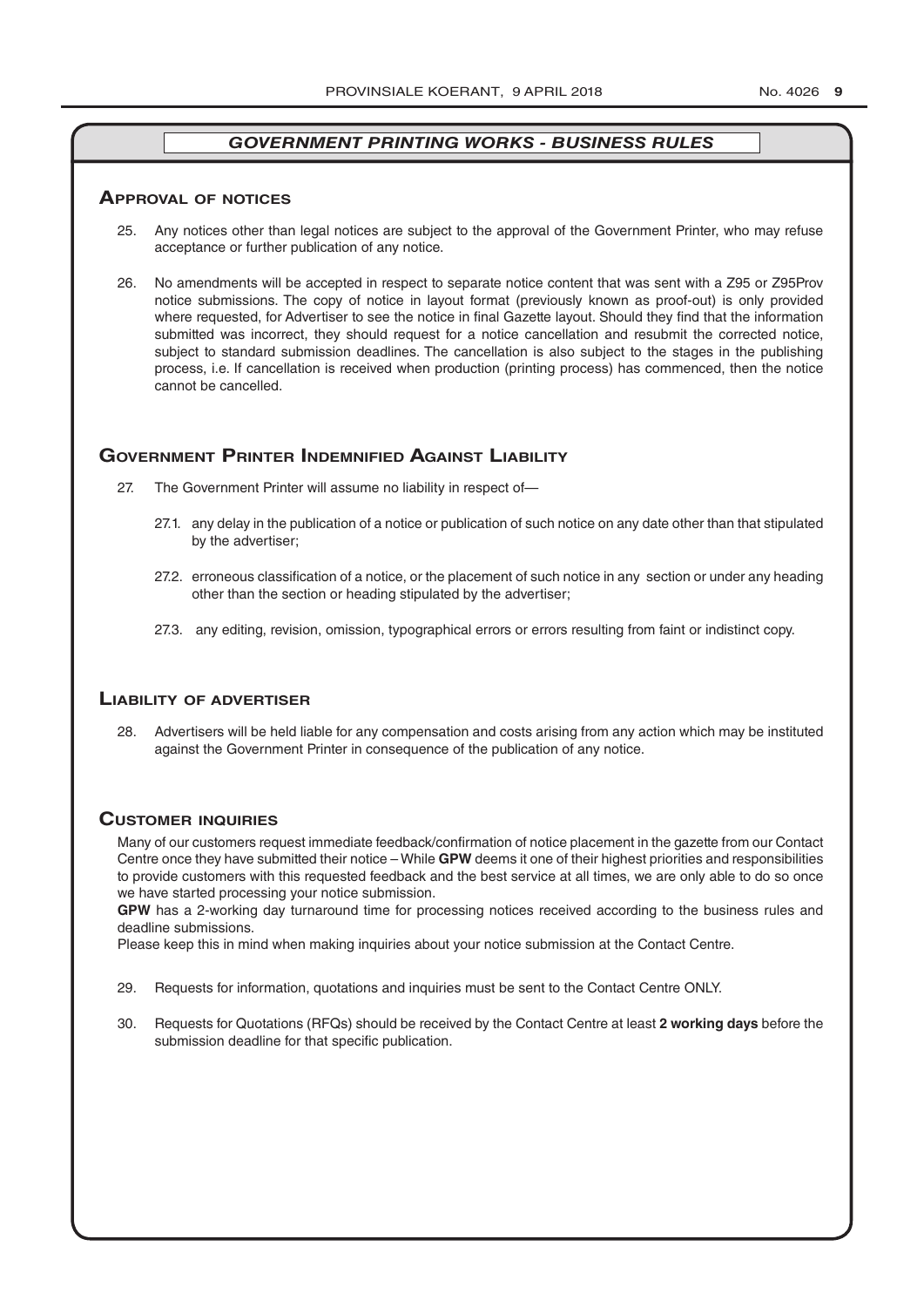## *GOVERNMENT PRINTING WORKS - BUSINESS RULES*

### Approval of notices

25. Any notices other than legal notices are subject to the approval of the Government Printer, who may refuse acceptance or further publication of any notice.

26. No amendments will be accepted in respect to separate notice content that was sent with a Z95 or Z95Prov notice submissions. The copy of notice in layout format (previously known as proof-out) is only provided where requested, for Advertiser to see the notice in final Gazette layout. Should they find that the information submitted was incorrect, they should request for a notice cancellation and resubmit the corrected notice, subject to standard submission deadlines. The cancellation is also subject to the stages in the publishing process, i.e. If cancellation is received when production (printing process) has commenced, then the notice cannot be cancelled.

### Government Printer Indemnified Against Liability

27. The Government Printer will assume no liability in respect of—

    27.1. any delay in the publication of a notice or publication of such notice on any date other than that stipulated by the advertiser;

    27.2. erroneous classification of a notice, or the placement of such notice in any section or under any heading other than the section or heading stipulated by the advertiser;

    27.3. any editing, revision, omission, typographical errors or errors resulting from faint or indistinct copy.

### Liability of advertiser

28. Advertisers will be held liable for any compensation and costs arising from any action which may be instituted against the Government Printer in consequence of the publication of any notice.

### Customer inquiries

Many of our customers request immediate feedback/confirmation of notice placement in the gazette from our Contact Centre once they have submitted their notice – While **GPW** deems it one of their highest priorities and responsibilities to provide customers with this requested feedback and the best service at all times, we are only able to do so once we have started processing your notice submission.

**GPW** has a 2-working day turnaround time for processing notices received according to the business rules and deadline submissions.

Please keep this in mind when making inquiries about your notice submission at the Contact Centre.

29. Requests for information, quotations and inquiries must be sent to the Contact Centre ONLY.

30. Requests for Quotations (RFQs) should be received by the Contact Centre at least **2 working days** before the submission deadline for that specific publication.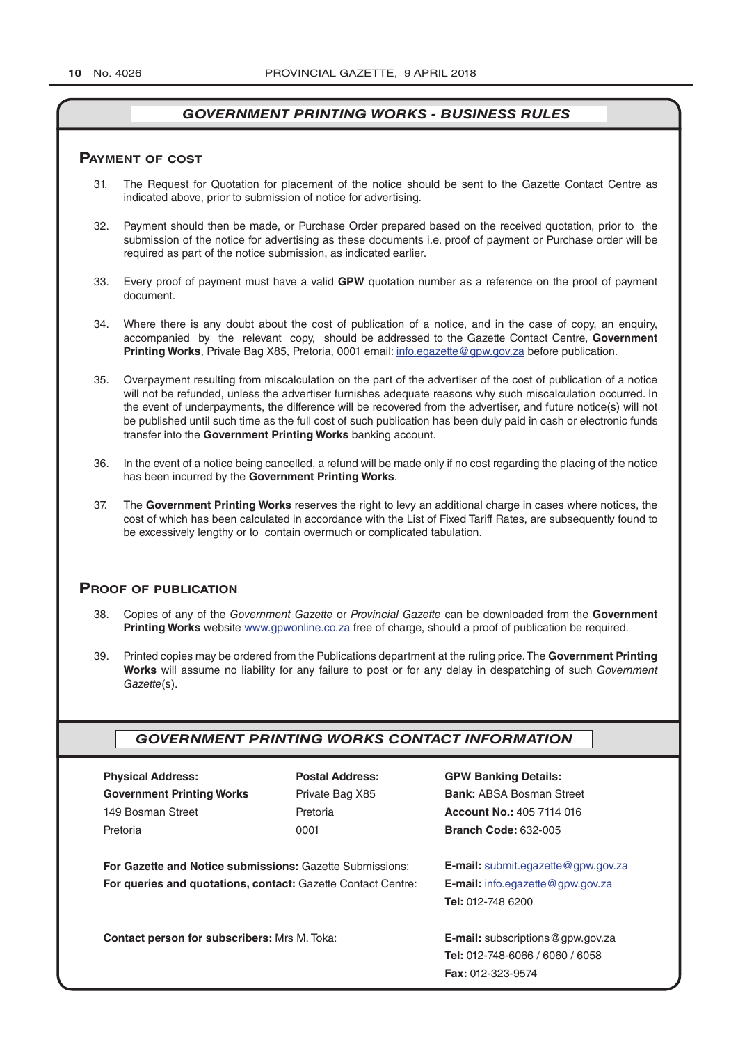## GOVERNMENT PRINTING WORKS - BUSINESS RULES

### Payment of cost

31. The Request for Quotation for placement of the notice should be sent to the Gazette Contact Centre as indicated above, prior to submission of notice for advertising.

32. Payment should then be made, or Purchase Order prepared based on the received quotation, prior to the submission of the notice for advertising as these documents i.e. proof of payment or Purchase order will be required as part of the notice submission, as indicated earlier.

33. Every proof of payment must have a valid **GPW** quotation number as a reference on the proof of payment document.

34. Where there is any doubt about the cost of publication of a notice, and in the case of copy, an enquiry, accompanied by the relevant copy, should be addressed to the Gazette Contact Centre, **Government Printing Works**, Private Bag X85, Pretoria, 0001 email: info.egazette@gpw.gov.za before publication.

35. Overpayment resulting from miscalculation on the part of the advertiser of the cost of publication of a notice will not be refunded, unless the advertiser furnishes adequate reasons why such miscalculation occurred. In the event of underpayments, the difference will be recovered from the advertiser, and future notice(s) will not be published until such time as the full cost of such publication has been duly paid in cash or electronic funds transfer into the **Government Printing Works** banking account.

36. In the event of a notice being cancelled, a refund will be made only if no cost regarding the placing of the notice has been incurred by the **Government Printing Works**.

37. The **Government Printing Works** reserves the right to levy an additional charge in cases where notices, the cost of which has been calculated in accordance with the List of Fixed Tariff Rates, are subsequently found to be excessively lengthy or to contain overmuch or complicated tabulation.

### Proof of publication

38. Copies of any of the *Government Gazette* or *Provincial Gazette* can be downloaded from the **Government Printing Works** website www.gpwonline.co.za free of charge, should a proof of publication be required.

39. Printed copies may be ordered from the Publications department at the ruling price. The **Government Printing Works** will assume no liability for any failure to post or for any delay in despatching of such *Government Gazette*(s).

## GOVERNMENT PRINTING WORKS CONTACT INFORMATION

**Physical Address:**
**Government Printing Works**
149 Bosman Street
Pretoria

**Postal Address:**
Private Bag X85
Pretoria
0001

**GPW Banking Details:**
**Bank:** ABSA Bosman Street
**Account No.:** 405 7114 016
**Branch Code:** 632-005

**For Gazette and Notice submissions:** Gazette Submissions: **E-mail:** submit.egazette@gpw.gov.za

**For queries and quotations, contact:** Gazette Contact Centre: **E-mail:** info.egazette@gpw.gov.za
**Tel:** 012-748 6200

**Contact person for subscribers:** Mrs M. Toka: **E-mail:** subscriptions@gpw.gov.za
**Tel:** 012-748-6066 / 6060 / 6058
**Fax:** 012-323-9574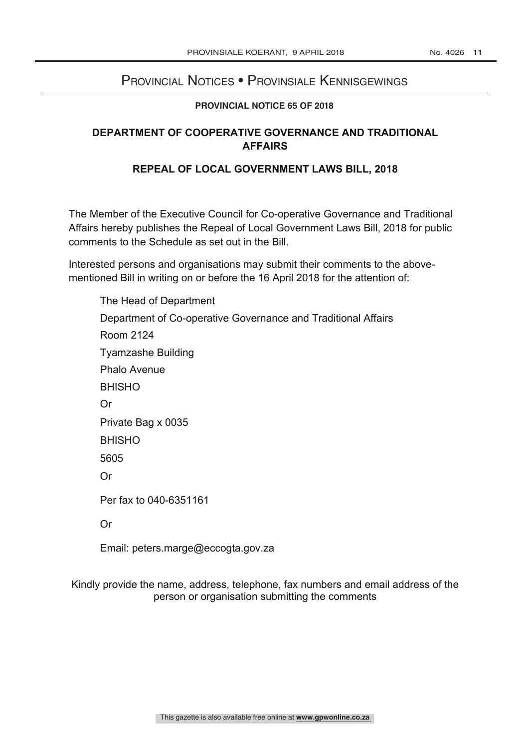# Provincial Notices • Provinsiale Kennisgewings

**PROVINCIAL NOTICE 65 OF 2018**

## DEPARTMENT OF COOPERATIVE GOVERNANCE AND TRADITIONAL AFFAIRS

## REPEAL OF LOCAL GOVERNMENT LAWS BILL, 2018

The Member of the Executive Council for Co-operative Governance and Traditional Affairs hereby publishes the Repeal of Local Government Laws Bill, 2018 for public comments to the Schedule as set out in the Bill.

Interested persons and organisations may submit their comments to the above-mentioned Bill in writing on or before the 16 April 2018 for the attention of:

The Head of Department
Department of Co-operative Governance and Traditional Affairs
Room 2124
Tyamzashe Building
Phalo Avenue
BHISHO

Or

Private Bag x 0035
BHISHO
5605

Or

Per fax to 040-6351161

Or

Email: peters.marge@eccogta.gov.za

Kindly provide the name, address, telephone, fax numbers and email address of the person or organisation submitting the comments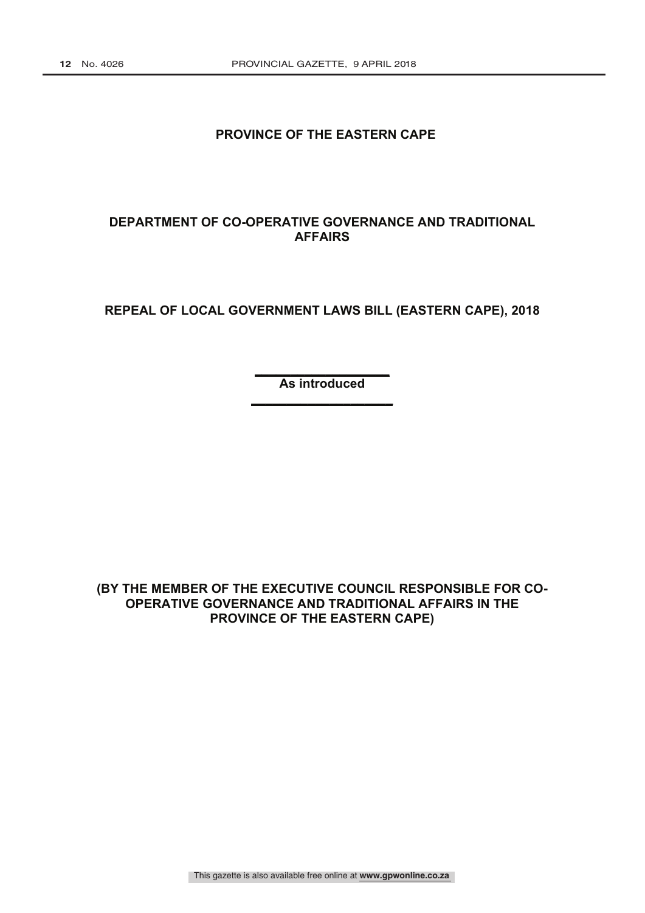# PROVINCE OF THE EASTERN CAPE

## DEPARTMENT OF CO-OPERATIVE GOVERNANCE AND TRADITIONAL AFFAIRS

## REPEAL OF LOCAL GOVERNMENT LAWS BILL (EASTERN CAPE), 2018

---

**As introduced**

---

**(BY THE MEMBER OF THE EXECUTIVE COUNCIL RESPONSIBLE FOR CO-OPERATIVE GOVERNANCE AND TRADITIONAL AFFAIRS IN THE PROVINCE OF THE EASTERN CAPE)**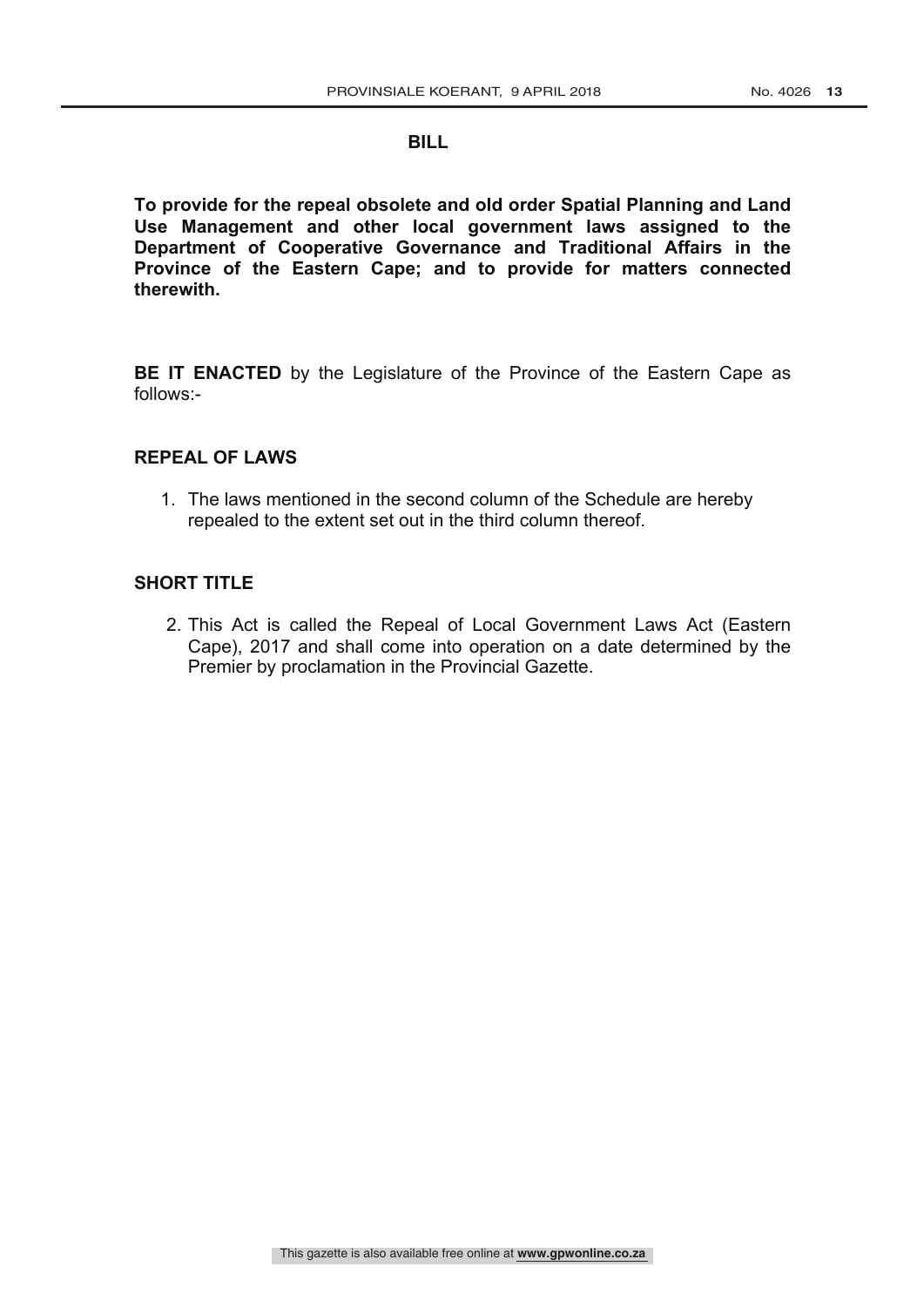# BILL

**To provide for the repeal obsolete and old order Spatial Planning and Land Use Management and other local government laws assigned to the Department of Cooperative Governance and Traditional Affairs in the Province of the Eastern Cape; and to provide for matters connected therewith.**

**BE IT ENACTED** by the Legislature of the Province of the Eastern Cape as follows:-

## REPEAL OF LAWS

1. The laws mentioned in the second column of the Schedule are hereby repealed to the extent set out in the third column thereof.

## SHORT TITLE

2. This Act is called the Repeal of Local Government Laws Act (Eastern Cape), 2017 and shall come into operation on a date determined by the Premier by proclamation in the Provincial Gazette.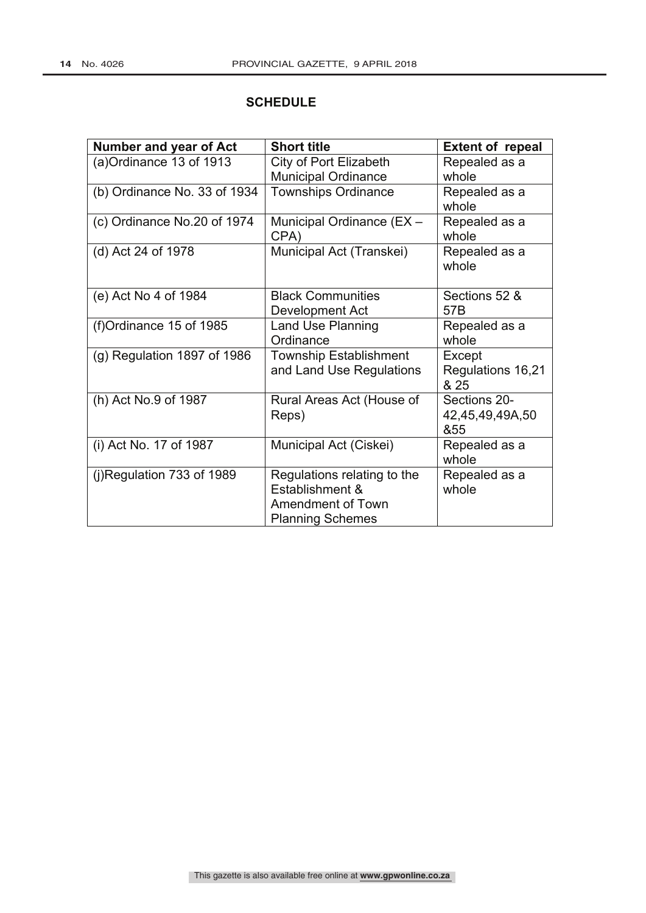## SCHEDULE

| Number and year of Act | Short title | Extent of repeal |
|---|---|---|
| (a)Ordinance 13 of 1913 | City of Port Elizabeth Municipal Ordinance | Repealed as a whole |
| (b) Ordinance No. 33 of 1934 | Townships Ordinance | Repealed as a whole |
| (c) Ordinance No.20 of 1974 | Municipal Ordinance (EX – CPA) | Repealed as a whole |
| (d) Act 24 of 1978 | Municipal Act (Transkei) | Repealed as a whole |
| (e) Act No 4 of 1984 | Black Communities Development Act | Sections 52 & 57B |
| (f)Ordinance 15 of 1985 | Land Use Planning Ordinance | Repealed as a whole |
| (g) Regulation 1897 of 1986 | Township Establishment and Land Use Regulations | Except Regulations 16,21 & 25 |
| (h) Act No.9 of 1987 | Rural Areas Act (House of Reps) | Sections 20-42,45,49,49A,50 &55 |
| (i) Act No. 17 of 1987 | Municipal Act (Ciskei) | Repealed as a whole |
| (j)Regulation 733 of 1989 | Regulations relating to the Establishment & Amendment of Town Planning Schemes | Repealed as a whole |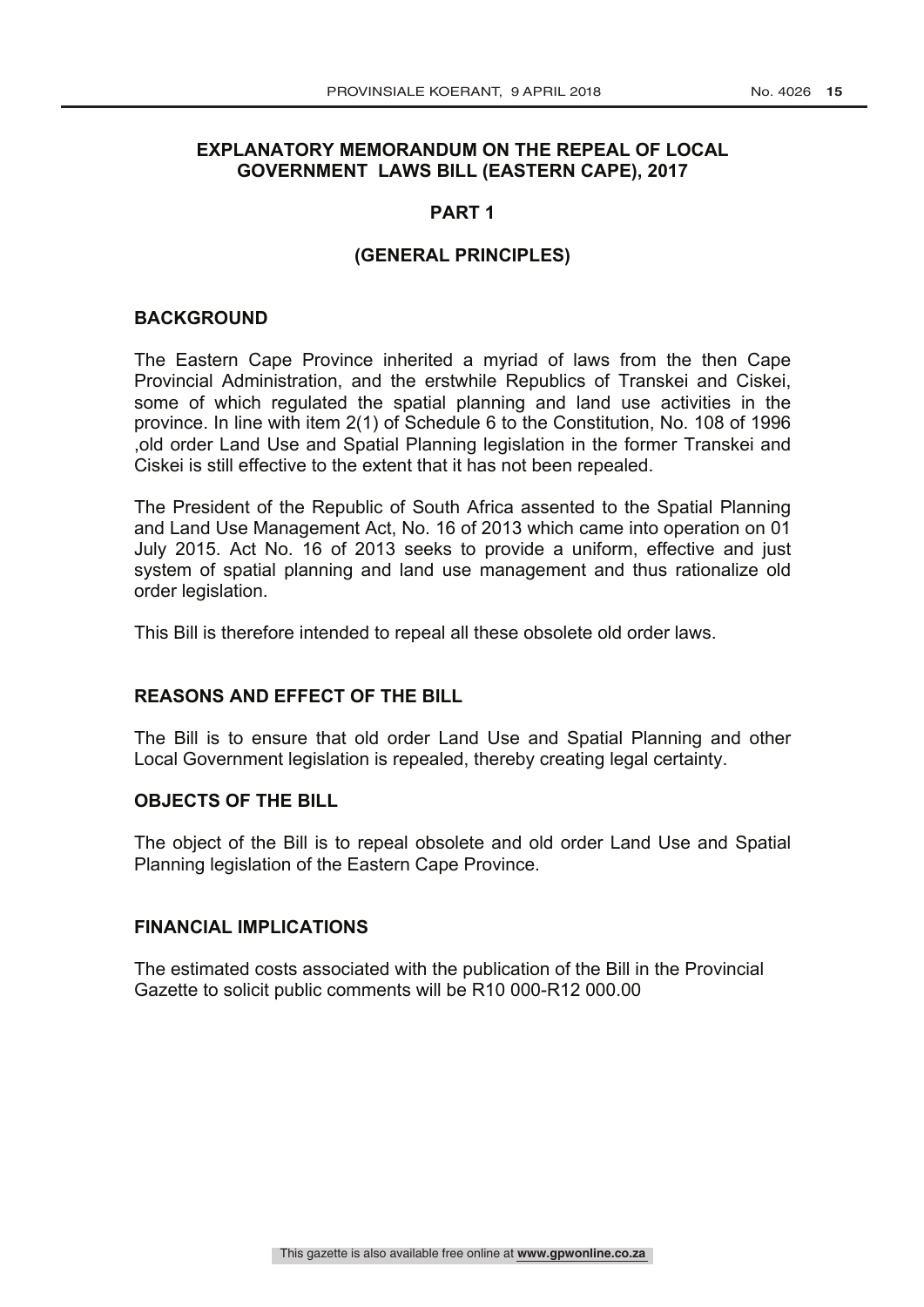# EXPLANATORY MEMORANDUM ON THE REPEAL OF LOCAL GOVERNMENT LAWS BILL (EASTERN CAPE), 2017

## PART 1

## (GENERAL PRINCIPLES)

### BACKGROUND

The Eastern Cape Province inherited a myriad of laws from the then Cape Provincial Administration, and the erstwhile Republics of Transkei and Ciskei, some of which regulated the spatial planning and land use activities in the province. In line with item 2(1) of Schedule 6 to the Constitution, No. 108 of 1996 ,old order Land Use and Spatial Planning legislation in the former Transkei and Ciskei is still effective to the extent that it has not been repealed.

The President of the Republic of South Africa assented to the Spatial Planning and Land Use Management Act, No. 16 of 2013 which came into operation on 01 July 2015. Act No. 16 of 2013 seeks to provide a uniform, effective and just system of spatial planning and land use management and thus rationalize old order legislation.

This Bill is therefore intended to repeal all these obsolete old order laws.

### REASONS AND EFFECT OF THE BILL

The Bill is to ensure that old order Land Use and Spatial Planning and other Local Government legislation is repealed, thereby creating legal certainty.

### OBJECTS OF THE BILL

The object of the Bill is to repeal obsolete and old order Land Use and Spatial Planning legislation of the Eastern Cape Province.

### FINANCIAL IMPLICATIONS

The estimated costs associated with the publication of the Bill in the Provincial Gazette to solicit public comments will be R10 000-R12 000.00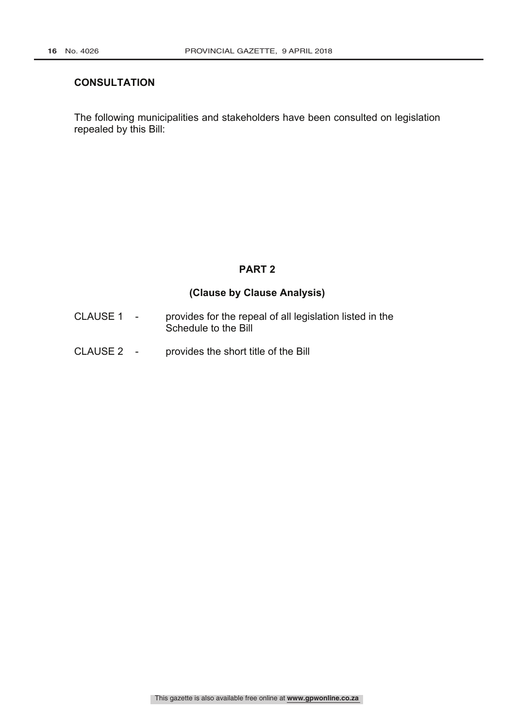## CONSULTATION

The following municipalities and stakeholders have been consulted on legislation repealed by this Bill:

## PART 2

### (Clause by Clause Analysis)

| | |
|---|---|
| CLAUSE 1 - | provides for the repeal of all legislation listed in the Schedule to the Bill |
| CLAUSE 2 - | provides the short title of the Bill |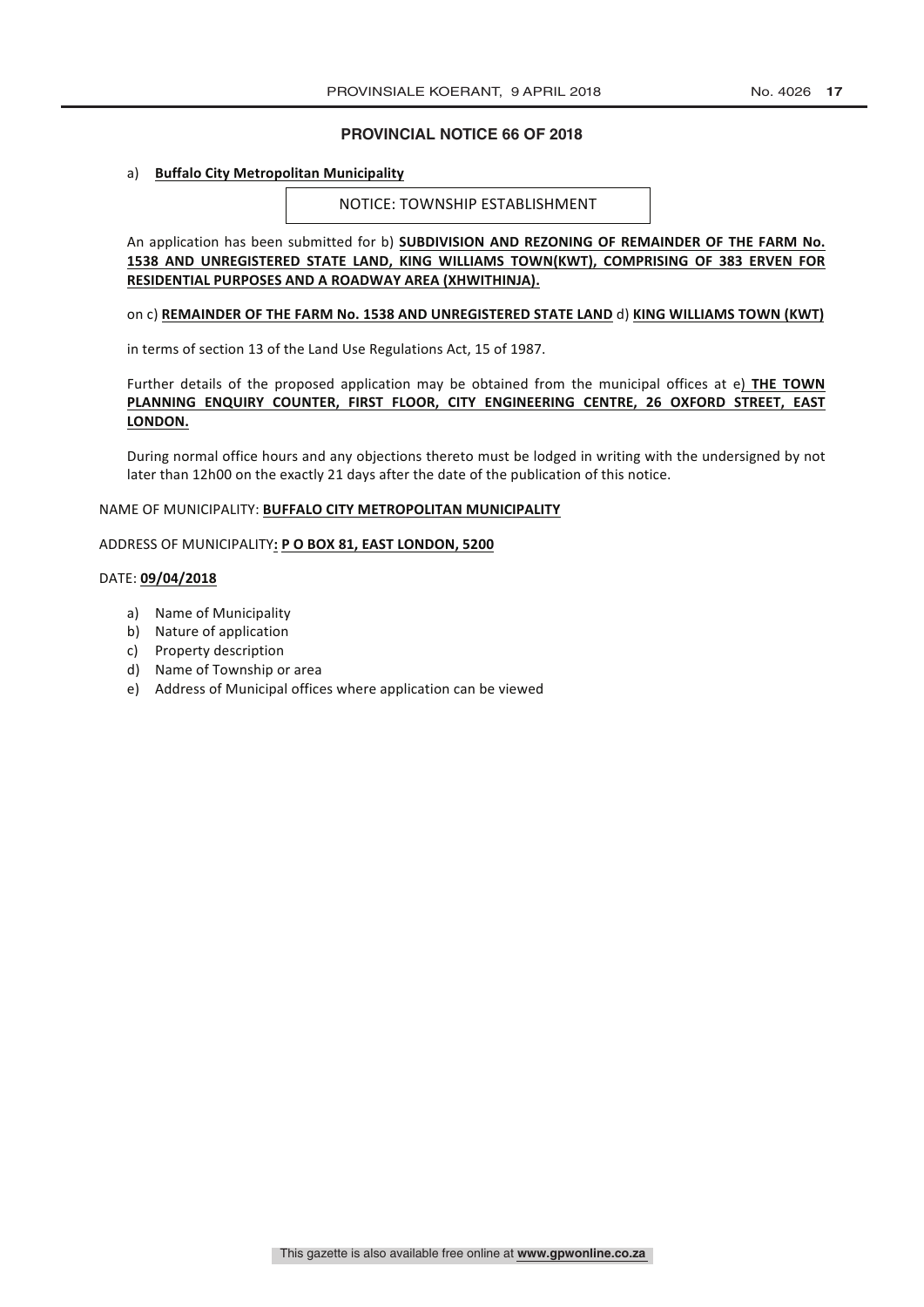## PROVINCIAL NOTICE 66 OF 2018

a) **Buffalo City Metropolitan Municipality**

NOTICE: TOWNSHIP ESTABLISHMENT

An application has been submitted for b) **SUBDIVISION AND REZONING OF REMAINDER OF THE FARM No. 1538 AND UNREGISTERED STATE LAND, KING WILLIAMS TOWN(KWT), COMPRISING OF 383 ERVEN FOR RESIDENTIAL PURPOSES AND A ROADWAY AREA (XHWITHINJA).**

on c) **REMAINDER OF THE FARM No. 1538 AND UNREGISTERED STATE LAND** d) **KING WILLIAMS TOWN (KWT)**

in terms of section 13 of the Land Use Regulations Act, 15 of 1987.

Further details of the proposed application may be obtained from the municipal offices at e) **THE TOWN PLANNING ENQUIRY COUNTER, FIRST FLOOR, CITY ENGINEERING CENTRE, 26 OXFORD STREET, EAST LONDON.**

During normal office hours and any objections thereto must be lodged in writing with the undersigned by not later than 12h00 on the exactly 21 days after the date of the publication of this notice.

NAME OF MUNICIPALITY: **BUFFALO CITY METROPOLITAN MUNICIPALITY**

ADDRESS OF MUNICIPALITY**: P O BOX 81, EAST LONDON, 5200**

DATE: **09/04/2018**

a) Name of Municipality
b) Nature of application
c) Property description
d) Name of Township or area
e) Address of Municipal offices where application can be viewed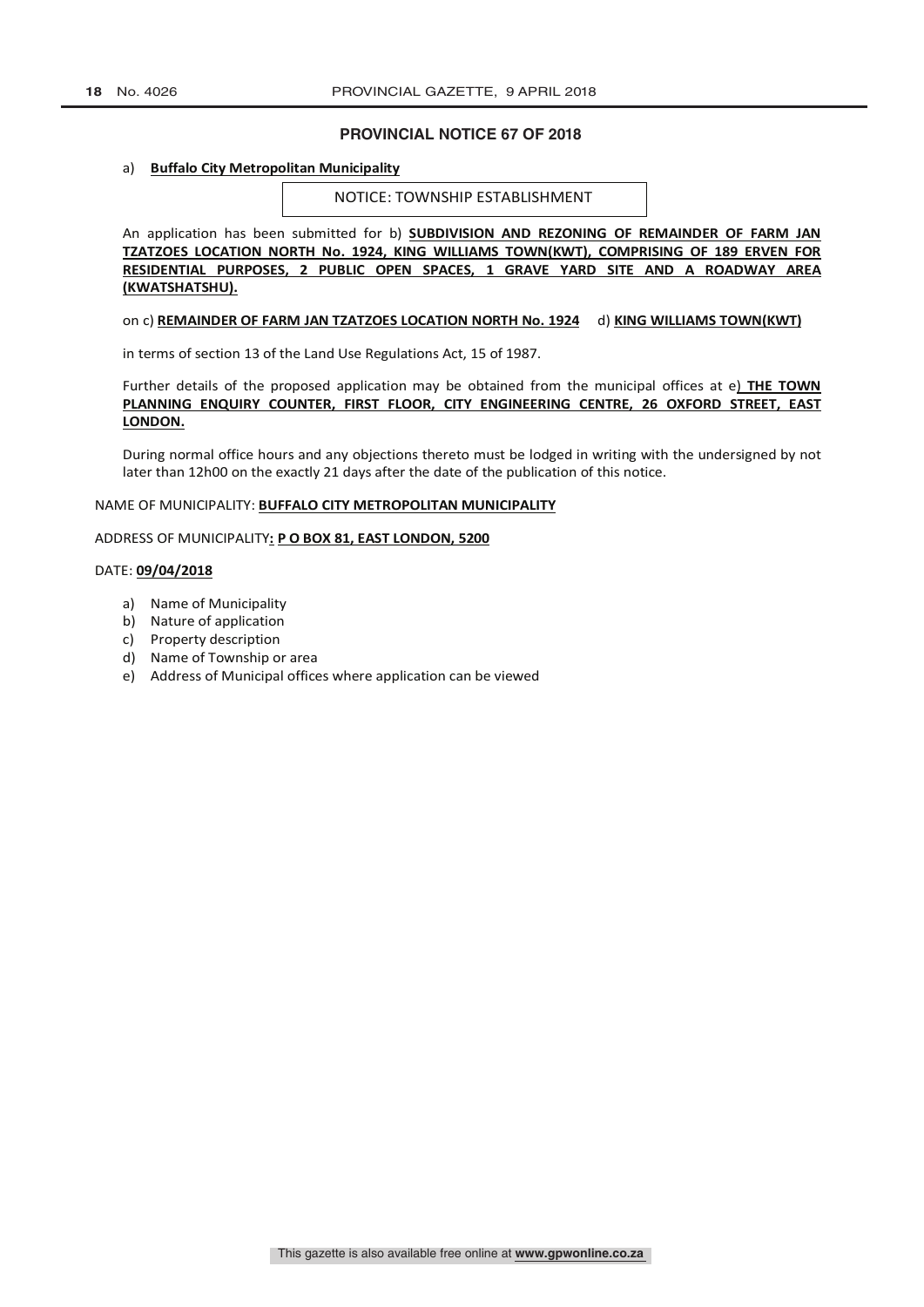## PROVINCIAL NOTICE 67 OF 2018

a) **Buffalo City Metropolitan Municipality**

NOTICE: TOWNSHIP ESTABLISHMENT

An application has been submitted for b) **SUBDIVISION AND REZONING OF REMAINDER OF FARM JAN TZATZOES LOCATION NORTH No. 1924, KING WILLIAMS TOWN(KWT), COMPRISING OF 189 ERVEN FOR RESIDENTIAL PURPOSES, 2 PUBLIC OPEN SPACES, 1 GRAVE YARD SITE AND A ROADWAY AREA (KWATSHATSHU).**

on c) **REMAINDER OF FARM JAN TZATZOES LOCATION NORTH No. 1924** d) **KING WILLIAMS TOWN(KWT)**

in terms of section 13 of the Land Use Regulations Act, 15 of 1987.

Further details of the proposed application may be obtained from the municipal offices at e**) THE TOWN PLANNING ENQUIRY COUNTER, FIRST FLOOR, CITY ENGINEERING CENTRE, 26 OXFORD STREET, EAST LONDON.**

During normal office hours and any objections thereto must be lodged in writing with the undersigned by not later than 12h00 on the exactly 21 days after the date of the publication of this notice.

NAME OF MUNICIPALITY: **BUFFALO CITY METROPOLITAN MUNICIPALITY**

ADDRESS OF MUNICIPALITY**: P O BOX 81, EAST LONDON, 5200**

DATE: **09/04/2018**

a) Name of Municipality
b) Nature of application
c) Property description
d) Name of Township or area
e) Address of Municipal offices where application can be viewed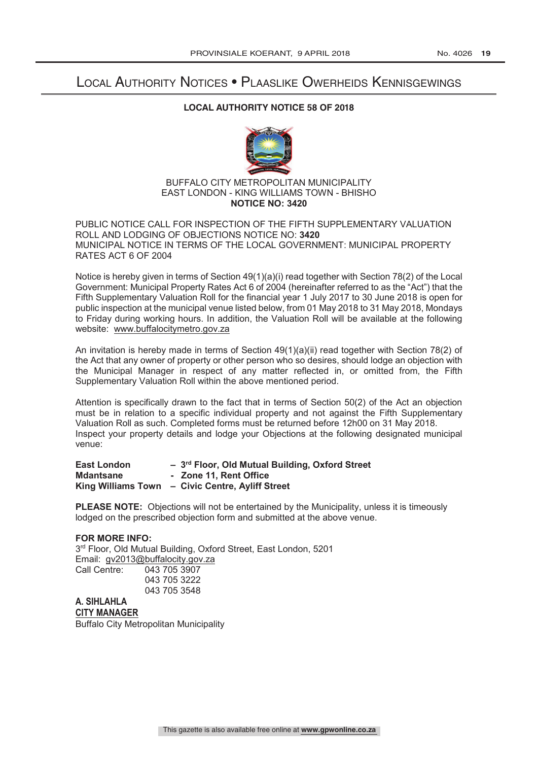# Local Authority Notices • Plaaslike Owerheids Kennisgewings

## LOCAL AUTHORITY NOTICE 58 OF 2018

BUFFALO CITY METROPOLITAN MUNICIPALITY
EAST LONDON - KING WILLIAMS TOWN - BHISHO
**NOTICE NO: 3420**

PUBLIC NOTICE CALL FOR INSPECTION OF THE FIFTH SUPPLEMENTARY VALUATION ROLL AND LODGING OF OBJECTIONS NOTICE NO: **3420**
MUNICIPAL NOTICE IN TERMS OF THE LOCAL GOVERNMENT: MUNICIPAL PROPERTY RATES ACT 6 OF 2004

Notice is hereby given in terms of Section 49(1)(a)(i) read together with Section 78(2) of the Local Government: Municipal Property Rates Act 6 of 2004 (hereinafter referred to as the "Act") that the Fifth Supplementary Valuation Roll for the financial year 1 July 2017 to 30 June 2018 is open for public inspection at the municipal venue listed below, from 01 May 2018 to 31 May 2018, Mondays to Friday during working hours. In addition, the Valuation Roll will be available at the following website: www.buffalocitymetro.gov.za

An invitation is hereby made in terms of Section 49(1)(a)(ii) read together with Section 78(2) of the Act that any owner of property or other person who so desires, should lodge an objection with the Municipal Manager in respect of any matter reflected in, or omitted from, the Fifth Supplementary Valuation Roll within the above mentioned period.

Attention is specifically drawn to the fact that in terms of Section 50(2) of the Act an objection must be in relation to a specific individual property and not against the Fifth Supplementary Valuation Roll as such. Completed forms must be returned before 12h00 on 31 May 2018.
Inspect your property details and lodge your Objections at the following designated municipal venue:

**East London** – **3rd Floor, Old Mutual Building, Oxford Street**
**Mdantsane** - **Zone 11, Rent Office**
**King Williams Town** – **Civic Centre, Ayliff Street**

**PLEASE NOTE:** Objections will not be entertained by the Municipality, unless it is timeously lodged on the prescribed objection form and submitted at the above venue.

**FOR MORE INFO:**
3rd Floor, Old Mutual Building, Oxford Street, East London, 5201
Email: gv2013@buffalocity.gov.za
Call Centre: 043 705 3907
043 705 3222
043 705 3548

**A. SIHLAHLA**
**CITY MANAGER**
Buffalo City Metropolitan Municipality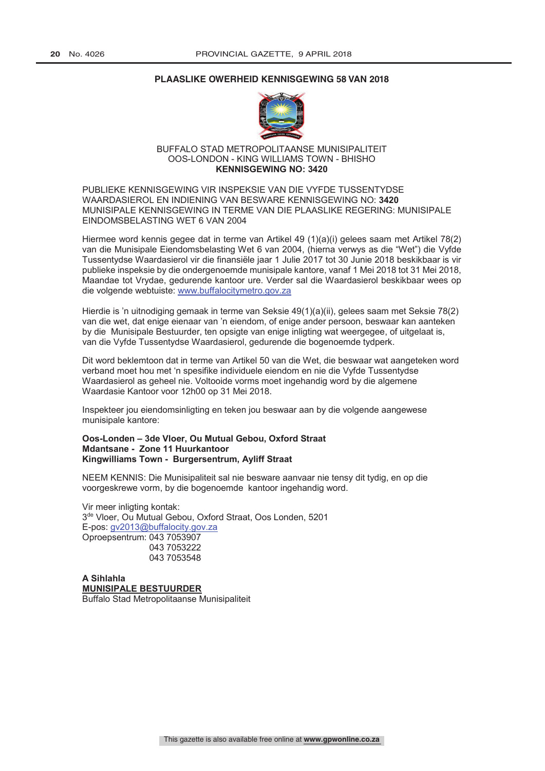## PLAASLIKE OWERHEID KENNISGEWING 58 VAN 2018

BUFFALO STAD METROPOLITAANSE MUNISIPALITEIT
OOS-LONDON - KING WILLIAMS TOWN - BHISHO
**KENNISGEWING NO: 3420**

PUBLIEKE KENNISGEWING VIR INSPEKSIE VAN DIE VYFDE TUSSENTYDSE WAARDASIEROL EN INDIENING VAN BESWARE KENNISGEWING NO: **3420**
MUNISIPALE KENNISGEWING IN TERME VAN DIE PLAASLIKE REGERING: MUNISIPALE EINDOMSBELASTING WET 6 VAN 2004

Hiermee word kennis gegee dat in terme van Artikel 49 (1)(a)(i) gelees saam met Artikel 78(2) van die Munisipale Eiendomsbelasting Wet 6 van 2004, (hierna verwys as die "Wet") die Vyfde Tussentydse Waardasierol vir die finansiële jaar 1 Julie 2017 tot 30 Junie 2018 beskikbaar is vir publieke inspeksie by die ondergenoemde munisipale kantore, vanaf 1 Mei 2018 tot 31 Mei 2018, Maandae tot Vrydae, gedurende kantoor ure. Verder sal die Waardasierol beskikbaar wees op die volgende webtuiste: www.buffalocitymetro.gov.za

Hierdie is 'n uitnodiging gemaak in terme van Seksie 49(1)(a)(ii), gelees saam met Seksie 78(2) van die wet, dat enige eienaar van 'n eiendom, of enige ander persoon, beswaar kan aanteken by die Munisipale Bestuurder, ten opsigte van enige inligting wat weergegee, of uitgelaat is, van die Vyfde Tussentydse Waardasierol, gedurende die bogenoemde tydperk.

Dit word beklemtoon dat in terme van Artikel 50 van die Wet, die beswaar wat aangeteken word verband moet hou met 'n spesifike individuele eiendom en nie die Vyfde Tussentydse Waardasierol as geheel nie. Voltooide vorms moet ingehandig word by die algemene Waardasie Kantoor voor 12h00 op 31 Mei 2018.

Inspekteer jou eiendomsinligting en teken jou beswaar aan by die volgende aangewese munisipale kantore:

**Oos-Londen – 3de Vloer, Ou Mutual Gebou, Oxford Straat**
**Mdantsane - Zone 11 Huurkantoor**
**Kingwilliams Town - Burgersentrum, Ayliff Straat**

NEEM KENNIS: Die Munisipaliteit sal nie besware aanvaar nie tensy dit tydig, en op die voorgeskrewe vorm, by die bogenoemde kantoor ingehandig word.

Vir meer inligting kontak:
3de Vloer, Ou Mutual Gebou, Oxford Straat, Oos Londen, 5201
E-pos: gv2013@buffalocity.gov.za
Oproepsentrum: 043 7053907
043 7053222
043 7053548

**A Sihlahla**
**MUNISIPALE BESTUURDER**
Buffalo Stad Metropolitaanse Munisipaliteit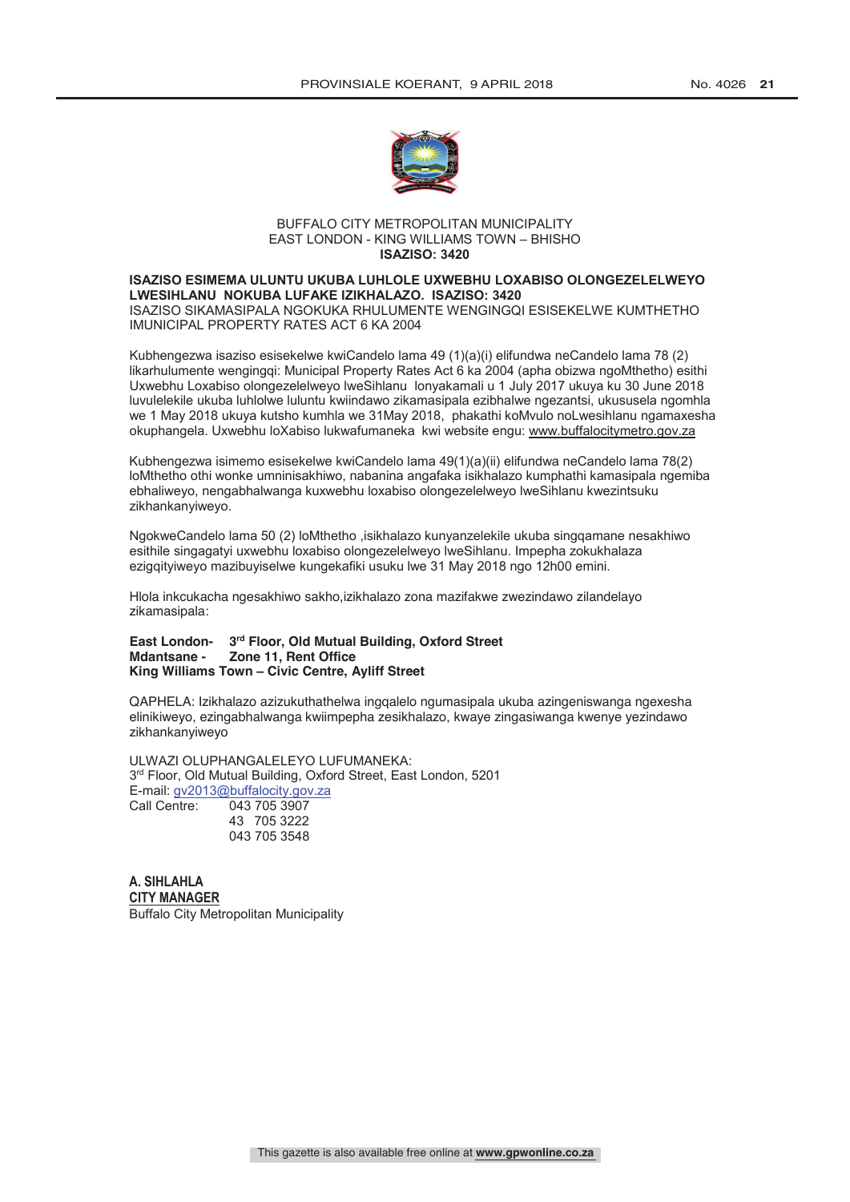BUFFALO CITY METROPOLITAN MUNICIPALITY
EAST LONDON - KING WILLIAMS TOWN – BHISHO
**ISAZISO: 3420**

**ISAZISO ESIMEMA ULUNTU UKUBA LUHLOLE UXWEBHU LOXABISO OLONGEZELELWEYO LWESIHLANU NOKUBA LUFAKE IZIKHALAZO. ISAZISO: 3420**
ISAZISO SIKAMASIPALA NGOKUKA RHULUMENTE WENGINGQI ESISEKELWE KUMTHETHO IMUNICIPAL PROPERTY RATES ACT 6 KA 2004

Kubhengezwa isaziso esisekelwe kwiCandelo lama 49 (1)(a)(i) elifundwa neCandelo lama 78 (2) likarhulumente wengingqi: Municipal Property Rates Act 6 ka 2004 (apha obizwa ngoMthetho) esithi Uxwebhu Loxabiso olongezelelweyo lweSihlanu lonyakamali u 1 July 2017 ukuya ku 30 June 2018 luvulelekile ukuba luhlolwe luluntu kwiindawo zikamasipala ezibhalwe ngezantsi, ukususela ngomhla we 1 May 2018 ukuya kutsho kumhla we 31May 2018, phakathi koMvulo noLwesihlanu ngamaxesha okuphangela. Uxwebhu loXabiso lukwafumaneka kwi website engu: www.buffalocitymetro.gov.za

Kubhengezwa isimemo esisekelwe kwiCandelo lama 49(1)(a)(ii) elifundwa neCandelo lama 78(2) loMthetho othi wonke umninisakhiwo, nabanina angafaka isikhalazo kumphathi kamasipala ngemiba ebhaliweyo, nengabhalwanga kuxwebhu loxabiso olongezelelweyo lweSihlanu kwezintsuku zikhankanyiweyo.

NgokweCandelo lama 50 (2) loMthetho ,isikhalazo kunyanzelekile ukuba singqamane nesakhiwo esithile singagatyi uxwebhu loxabiso olongezelelweyo lweSihlanu. Impepha zokukhalaza ezigqityiweyo mazibuyiselwe kungekafiki usuku lwe 31 May 2018 ngo 12h00 emini.

Hlola inkcukacha ngesakhiwo sakho,izikhalazo zona mazifakwe zwezindawo zilandelayo zikamasipala:

**East London- 3rd Floor, Old Mutual Building, Oxford Street**
**Mdantsane - Zone 11, Rent Office**
**King Williams Town – Civic Centre, Ayliff Street**

QAPHELA: Izikhalazo azizukuthathelwa ingqalelo ngumasipala ukuba azingeniswanga ngexesha elinikiweyo, ezingabhalwanga kwiimpepha zesikhalazo, kwaye zingasiwanga kwenye yezindawo zikhankanyiweyo

ULWAZI OLUPHANGALELEYO LUFUMANEKA:
3rd Floor, Old Mutual Building, Oxford Street, East London, 5201
E-mail: gv2013@buffalocity.gov.za
Call Centre: 043 705 3907
43 705 3222
043 705 3548

**A. SIHLAHLA**
**CITY MANAGER**
Buffalo City Metropolitan Municipality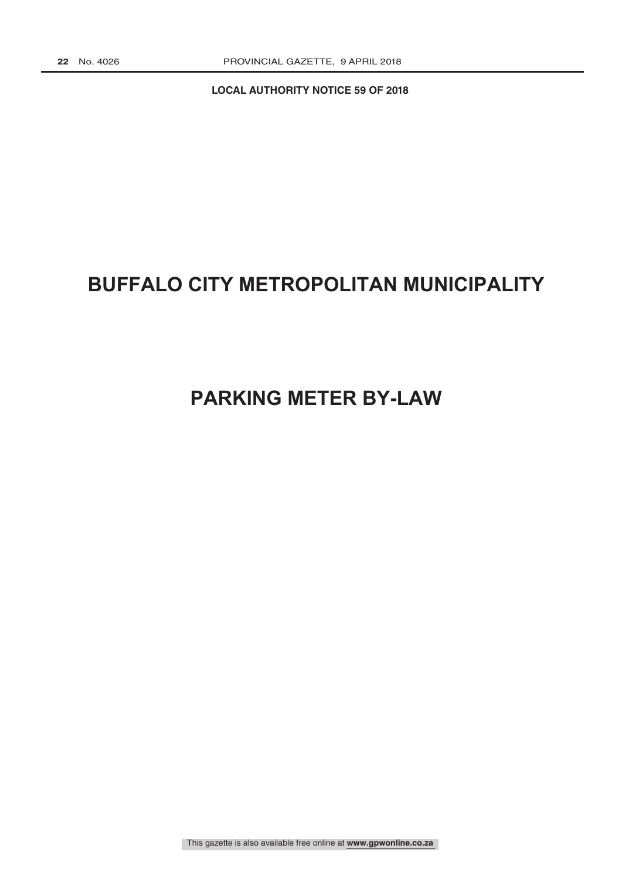**LOCAL AUTHORITY NOTICE 59 OF 2018**

# BUFFALO CITY METROPOLITAN MUNICIPALITY

# PARKING METER BY-LAW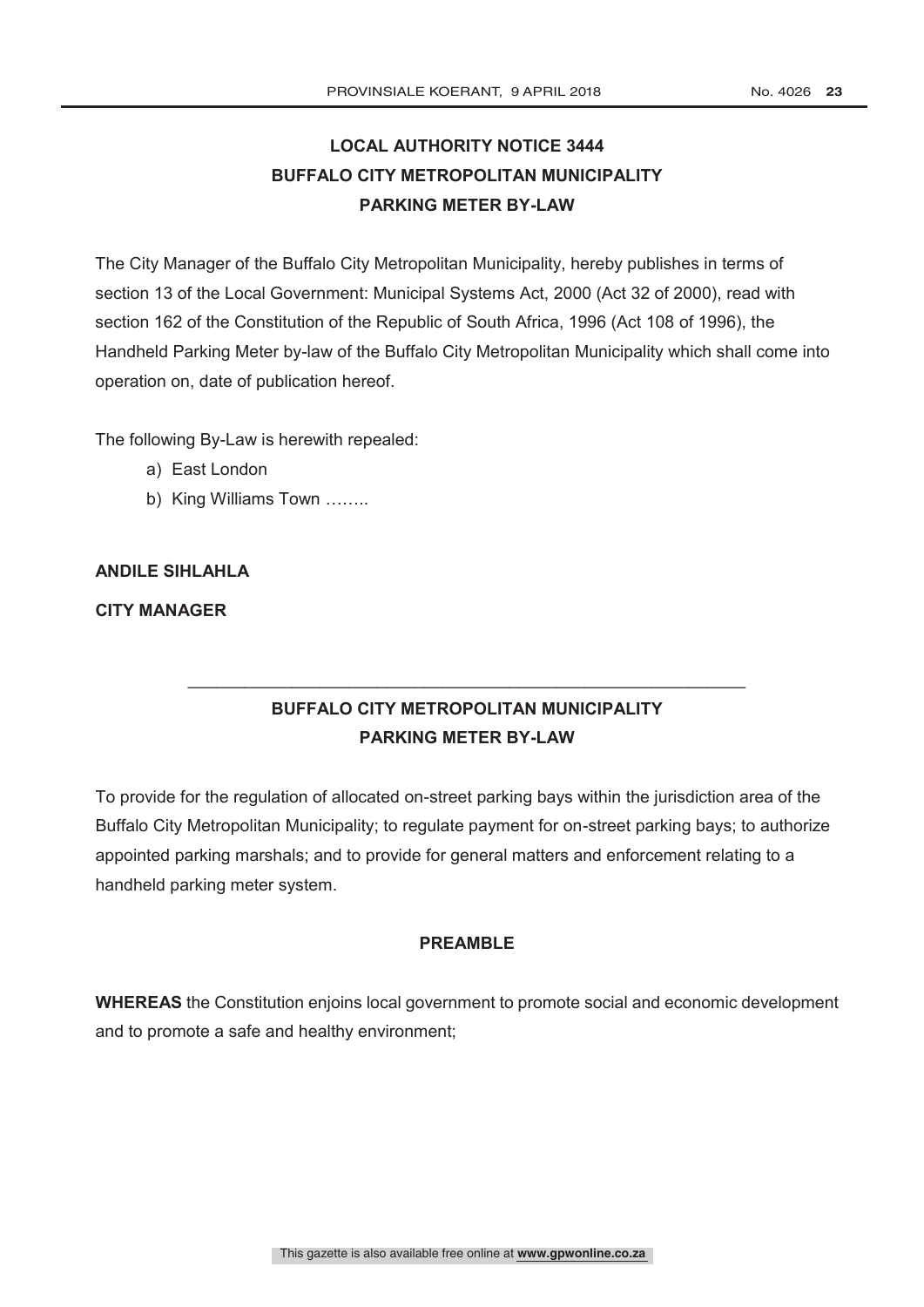# LOCAL AUTHORITY NOTICE 3444
# BUFFALO CITY METROPOLITAN MUNICIPALITY
# PARKING METER BY-LAW

The City Manager of the Buffalo City Metropolitan Municipality, hereby publishes in terms of section 13 of the Local Government: Municipal Systems Act, 2000 (Act 32 of 2000), read with section 162 of the Constitution of the Republic of South Africa, 1996 (Act 108 of 1996), the Handheld Parking Meter by-law of the Buffalo City Metropolitan Municipality which shall come into operation on, date of publication hereof.

The following By-Law is herewith repealed:

a) East London
b) King Williams Town ……..

**ANDILE SIHLAHLA**

**CITY MANAGER**

---

## BUFFALO CITY METROPOLITAN MUNICIPALITY
## PARKING METER BY-LAW

To provide for the regulation of allocated on-street parking bays within the jurisdiction area of the Buffalo City Metropolitan Municipality; to regulate payment for on-street parking bays; to authorize appointed parking marshals; and to provide for general matters and enforcement relating to a handheld parking meter system.

### PREAMBLE

**WHEREAS** the Constitution enjoins local government to promote social and economic development and to promote a safe and healthy environment;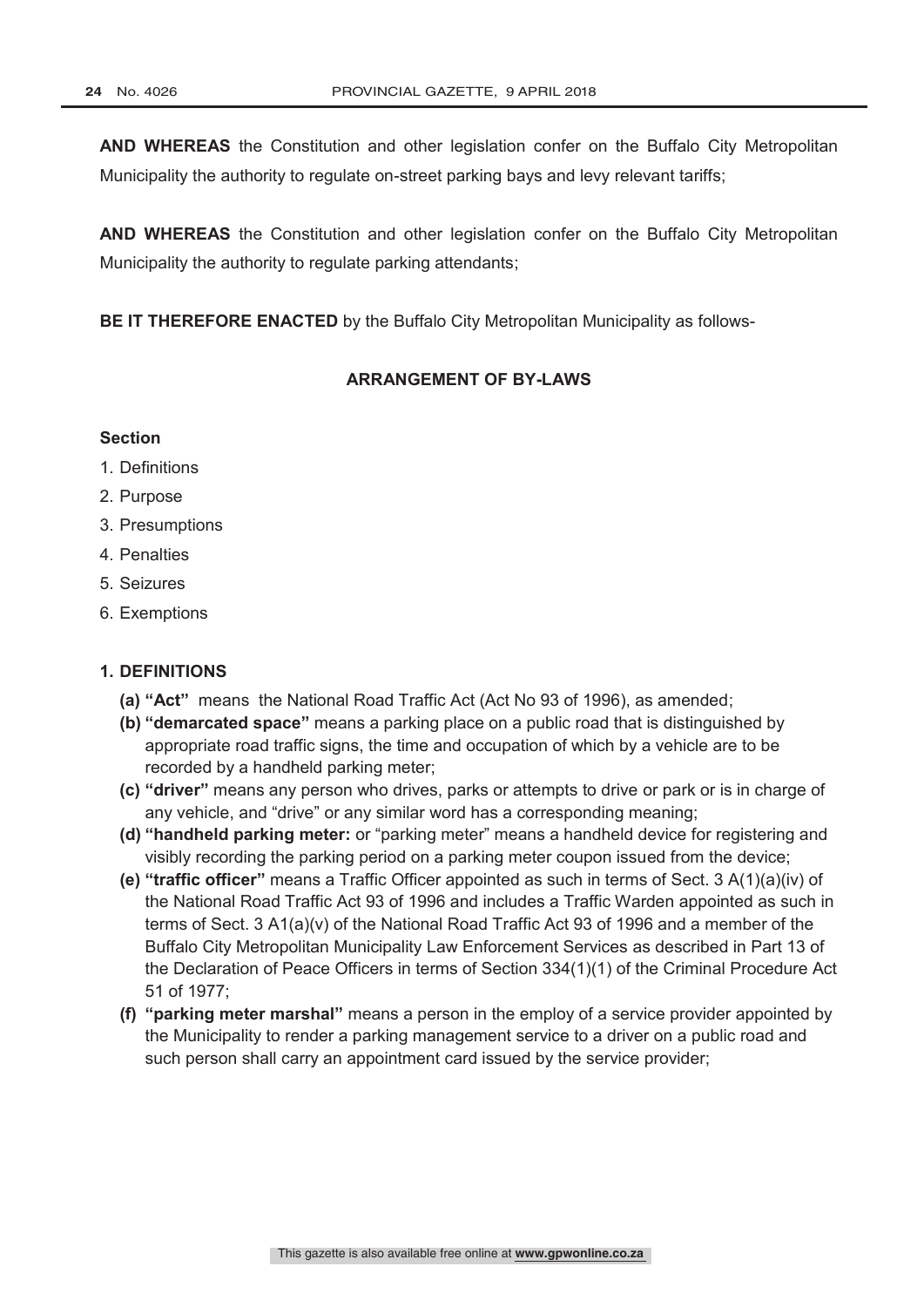**AND WHEREAS** the Constitution and other legislation confer on the Buffalo City Metropolitan Municipality the authority to regulate on-street parking bays and levy relevant tariffs;

**AND WHEREAS** the Constitution and other legislation confer on the Buffalo City Metropolitan Municipality the authority to regulate parking attendants;

**BE IT THEREFORE ENACTED** by the Buffalo City Metropolitan Municipality as follows-

## ARRANGEMENT OF BY-LAWS

**Section**

1. Definitions
2. Purpose
3. Presumptions
4. Penalties
5. Seizures
6. Exemptions

### 1. DEFINITIONS

- **(a) "Act"** means the National Road Traffic Act (Act No 93 of 1996), as amended;
- **(b) "demarcated space"** means a parking place on a public road that is distinguished by appropriate road traffic signs, the time and occupation of which by a vehicle are to be recorded by a handheld parking meter;
- **(c) "driver"** means any person who drives, parks or attempts to drive or park or is in charge of any vehicle, and "drive" or any similar word has a corresponding meaning;
- **(d) "handheld parking meter:** or "parking meter" means a handheld device for registering and visibly recording the parking period on a parking meter coupon issued from the device;
- **(e) "traffic officer"** means a Traffic Officer appointed as such in terms of Sect. 3 A(1)(a)(iv) of the National Road Traffic Act 93 of 1996 and includes a Traffic Warden appointed as such in terms of Sect. 3 A1(a)(v) of the National Road Traffic Act 93 of 1996 and a member of the Buffalo City Metropolitan Municipality Law Enforcement Services as described in Part 13 of the Declaration of Peace Officers in terms of Section 334(1)(1) of the Criminal Procedure Act 51 of 1977;
- **(f) "parking meter marshal"** means a person in the employ of a service provider appointed by the Municipality to render a parking management service to a driver on a public road and such person shall carry an appointment card issued by the service provider;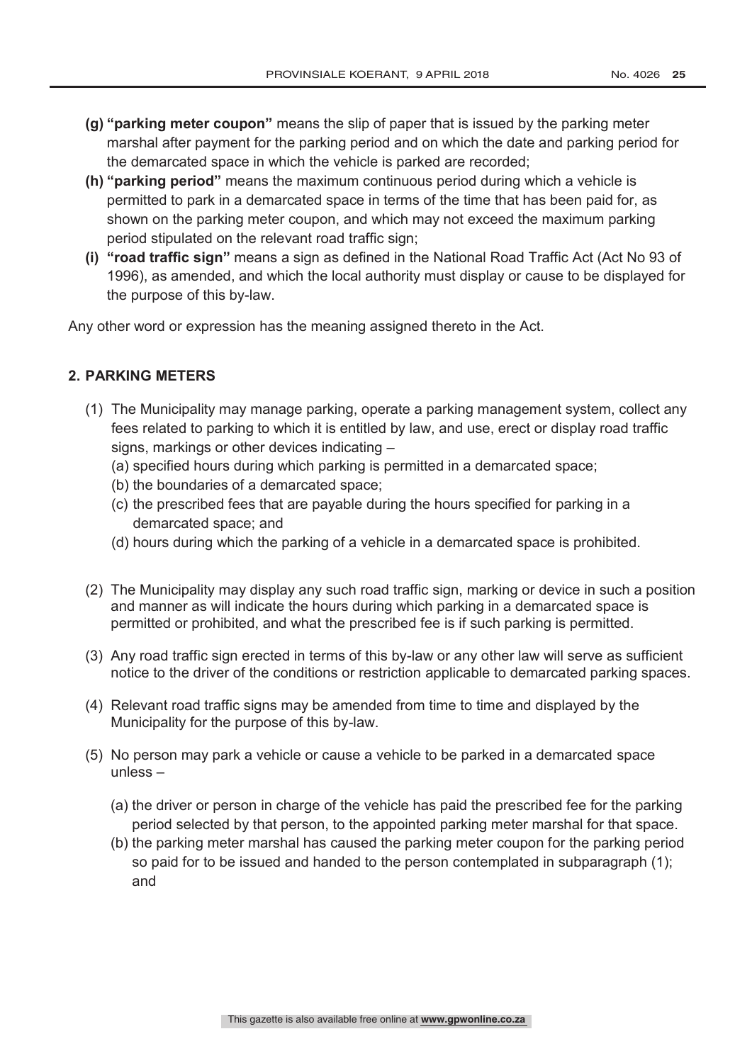**(g) "parking meter coupon"** means the slip of paper that is issued by the parking meter marshal after payment for the parking period and on which the date and parking period for the demarcated space in which the vehicle is parked are recorded;

**(h) "parking period"** means the maximum continuous period during which a vehicle is permitted to park in a demarcated space in terms of the time that has been paid for, as shown on the parking meter coupon, and which may not exceed the maximum parking period stipulated on the relevant road traffic sign;

**(i) "road traffic sign"** means a sign as defined in the National Road Traffic Act (Act No 93 of 1996), as amended, and which the local authority must display or cause to be displayed for the purpose of this by-law.

Any other word or expression has the meaning assigned thereto in the Act.

### 2. PARKING METERS

(1) The Municipality may manage parking, operate a parking management system, collect any fees related to parking to which it is entitled by law, and use, erect or display road traffic signs, markings or other devices indicating –

(a) specified hours during which parking is permitted in a demarcated space;

(b) the boundaries of a demarcated space;

(c) the prescribed fees that are payable during the hours specified for parking in a demarcated space; and

(d) hours during which the parking of a vehicle in a demarcated space is prohibited.

(2) The Municipality may display any such road traffic sign, marking or device in such a position and manner as will indicate the hours during which parking in a demarcated space is permitted or prohibited, and what the prescribed fee is if such parking is permitted.

(3) Any road traffic sign erected in terms of this by-law or any other law will serve as sufficient notice to the driver of the conditions or restriction applicable to demarcated parking spaces.

(4) Relevant road traffic signs may be amended from time to time and displayed by the Municipality for the purpose of this by-law.

(5) No person may park a vehicle or cause a vehicle to be parked in a demarcated space unless –

(a) the driver or person in charge of the vehicle has paid the prescribed fee for the parking period selected by that person, to the appointed parking meter marshal for that space.

(b) the parking meter marshal has caused the parking meter coupon for the parking period so paid for to be issued and handed to the person contemplated in subparagraph (1); and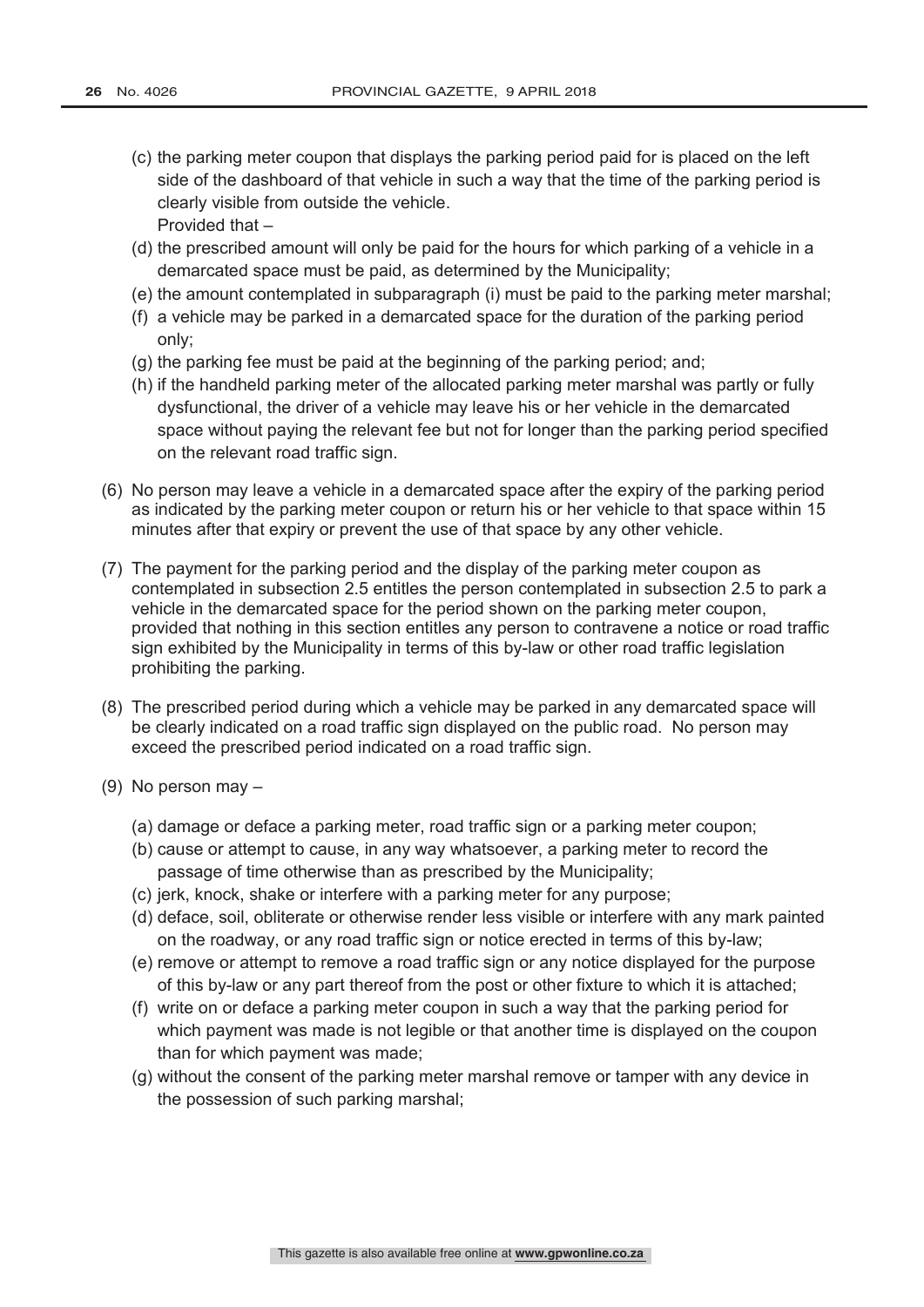(c) the parking meter coupon that displays the parking period paid for is placed on the left side of the dashboard of that vehicle in such a way that the time of the parking period is clearly visible from outside the vehicle.
Provided that –

(d) the prescribed amount will only be paid for the hours for which parking of a vehicle in a demarcated space must be paid, as determined by the Municipality;

(e) the amount contemplated in subparagraph (i) must be paid to the parking meter marshal;

(f) a vehicle may be parked in a demarcated space for the duration of the parking period only;

(g) the parking fee must be paid at the beginning of the parking period; and;

(h) if the handheld parking meter of the allocated parking meter marshal was partly or fully dysfunctional, the driver of a vehicle may leave his or her vehicle in the demarcated space without paying the relevant fee but not for longer than the parking period specified on the relevant road traffic sign.

(6) No person may leave a vehicle in a demarcated space after the expiry of the parking period as indicated by the parking meter coupon or return his or her vehicle to that space within 15 minutes after that expiry or prevent the use of that space by any other vehicle.

(7) The payment for the parking period and the display of the parking meter coupon as contemplated in subsection 2.5 entitles the person contemplated in subsection 2.5 to park a vehicle in the demarcated space for the period shown on the parking meter coupon, provided that nothing in this section entitles any person to contravene a notice or road traffic sign exhibited by the Municipality in terms of this by-law or other road traffic legislation prohibiting the parking.

(8) The prescribed period during which a vehicle may be parked in any demarcated space will be clearly indicated on a road traffic sign displayed on the public road. No person may exceed the prescribed period indicated on a road traffic sign.

(9) No person may –

(a) damage or deface a parking meter, road traffic sign or a parking meter coupon;

(b) cause or attempt to cause, in any way whatsoever, a parking meter to record the passage of time otherwise than as prescribed by the Municipality;

(c) jerk, knock, shake or interfere with a parking meter for any purpose;

(d) deface, soil, obliterate or otherwise render less visible or interfere with any mark painted on the roadway, or any road traffic sign or notice erected in terms of this by-law;

(e) remove or attempt to remove a road traffic sign or any notice displayed for the purpose of this by-law or any part thereof from the post or other fixture to which it is attached;

(f) write on or deface a parking meter coupon in such a way that the parking period for which payment was made is not legible or that another time is displayed on the coupon than for which payment was made;

(g) without the consent of the parking meter marshal remove or tamper with any device in the possession of such parking marshal;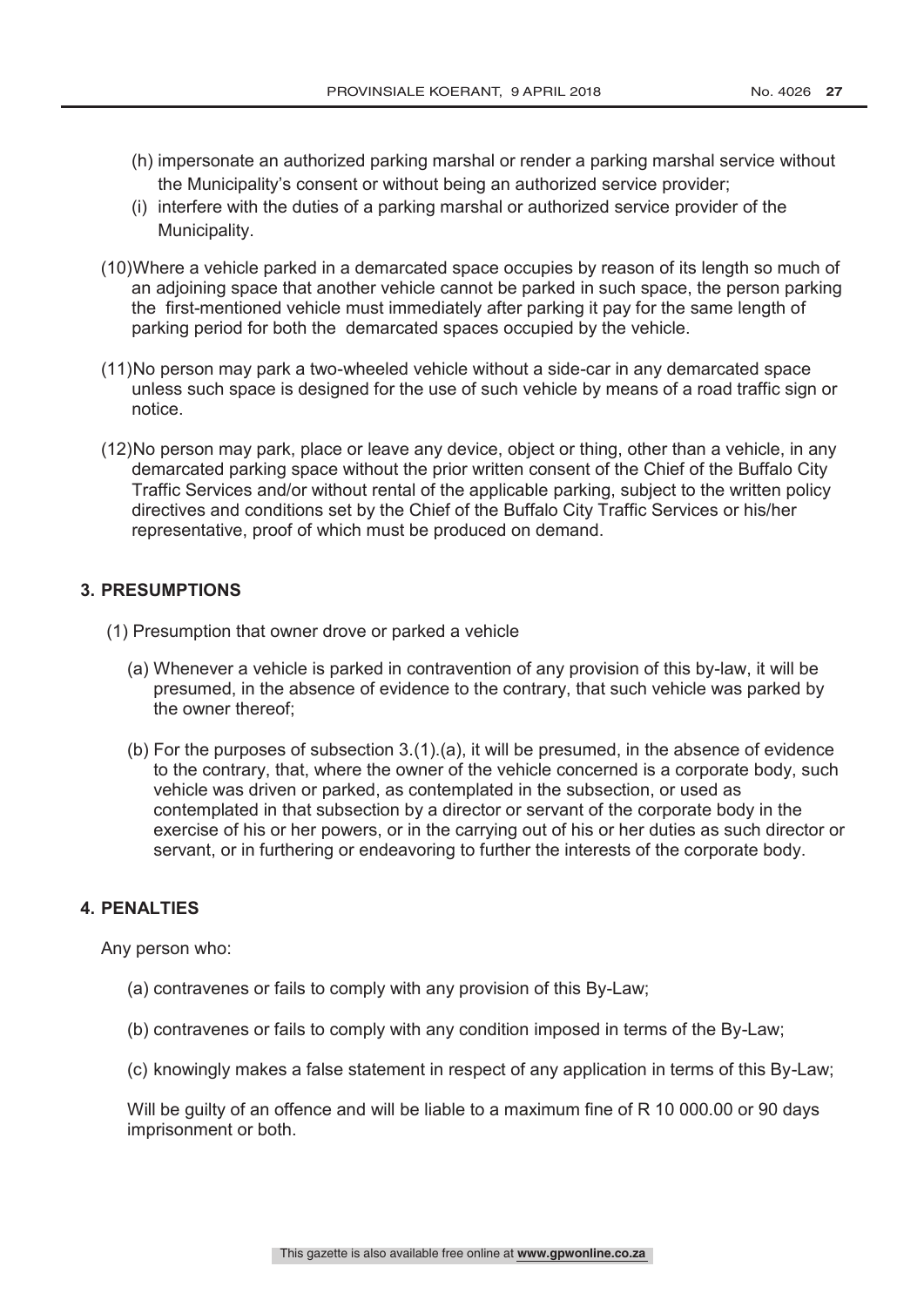(h) impersonate an authorized parking marshal or render a parking marshal service without the Municipality's consent or without being an authorized service provider;

(i) interfere with the duties of a parking marshal or authorized service provider of the Municipality.

(10) Where a vehicle parked in a demarcated space occupies by reason of its length so much of an adjoining space that another vehicle cannot be parked in such space, the person parking the first-mentioned vehicle must immediately after parking it pay for the same length of parking period for both the demarcated spaces occupied by the vehicle.

(11) No person may park a two-wheeled vehicle without a side-car in any demarcated space unless such space is designed for the use of such vehicle by means of a road traffic sign or notice.

(12) No person may park, place or leave any device, object or thing, other than a vehicle, in any demarcated parking space without the prior written consent of the Chief of the Buffalo City Traffic Services and/or without rental of the applicable parking, subject to the written policy directives and conditions set by the Chief of the Buffalo City Traffic Services or his/her representative, proof of which must be produced on demand.

## 3. PRESUMPTIONS

(1) Presumption that owner drove or parked a vehicle

(a) Whenever a vehicle is parked in contravention of any provision of this by-law, it will be presumed, in the absence of evidence to the contrary, that such vehicle was parked by the owner thereof;

(b) For the purposes of subsection 3.(1).(a), it will be presumed, in the absence of evidence to the contrary, that, where the owner of the vehicle concerned is a corporate body, such vehicle was driven or parked, as contemplated in the subsection, or used as contemplated in that subsection by a director or servant of the corporate body in the exercise of his or her powers, or in the carrying out of his or her duties as such director or servant, or in furthering or endeavoring to further the interests of the corporate body.

## 4. PENALTIES

Any person who:

(a) contravenes or fails to comply with any provision of this By-Law;

(b) contravenes or fails to comply with any condition imposed in terms of the By-Law;

(c) knowingly makes a false statement in respect of any application in terms of this By-Law;

Will be guilty of an offence and will be liable to a maximum fine of R 10 000.00 or 90 days imprisonment or both.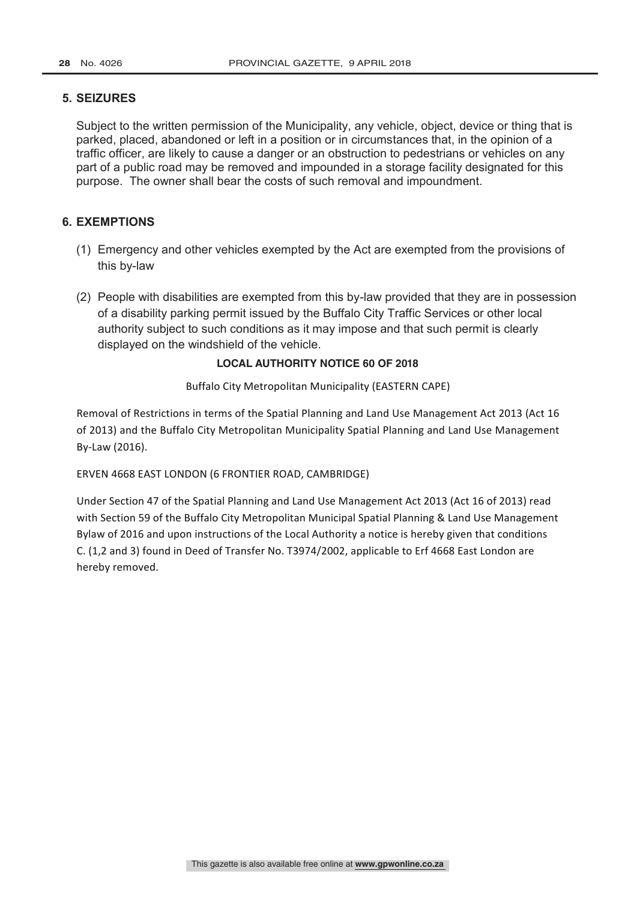## 5. SEIZURES

Subject to the written permission of the Municipality, any vehicle, object, device or thing that is parked, placed, abandoned or left in a position or in circumstances that, in the opinion of a traffic officer, are likely to cause a danger or an obstruction to pedestrians or vehicles on any part of a public road may be removed and impounded in a storage facility designated for this purpose. The owner shall bear the costs of such removal and impoundment.

## 6. EXEMPTIONS

(1) Emergency and other vehicles exempted by the Act are exempted from the provisions of this by-law

(2) People with disabilities are exempted from this by-law provided that they are in possession of a disability parking permit issued by the Buffalo City Traffic Services or other local authority subject to such conditions as it may impose and that such permit is clearly displayed on the windshield of the vehicle.

### LOCAL AUTHORITY NOTICE 60 OF 2018

Buffalo City Metropolitan Municipality (EASTERN CAPE)

Removal of Restrictions in terms of the Spatial Planning and Land Use Management Act 2013 (Act 16 of 2013) and the Buffalo City Metropolitan Municipality Spatial Planning and Land Use Management By-Law (2016).

ERVEN 4668 EAST LONDON (6 FRONTIER ROAD, CAMBRIDGE)

Under Section 47 of the Spatial Planning and Land Use Management Act 2013 (Act 16 of 2013) read with Section 59 of the Buffalo City Metropolitan Municipal Spatial Planning & Land Use Management Bylaw of 2016 and upon instructions of the Local Authority a notice is hereby given that conditions C. (1,2 and 3) found in Deed of Transfer No. T3974/2002, applicable to Erf 4668 East London are hereby removed.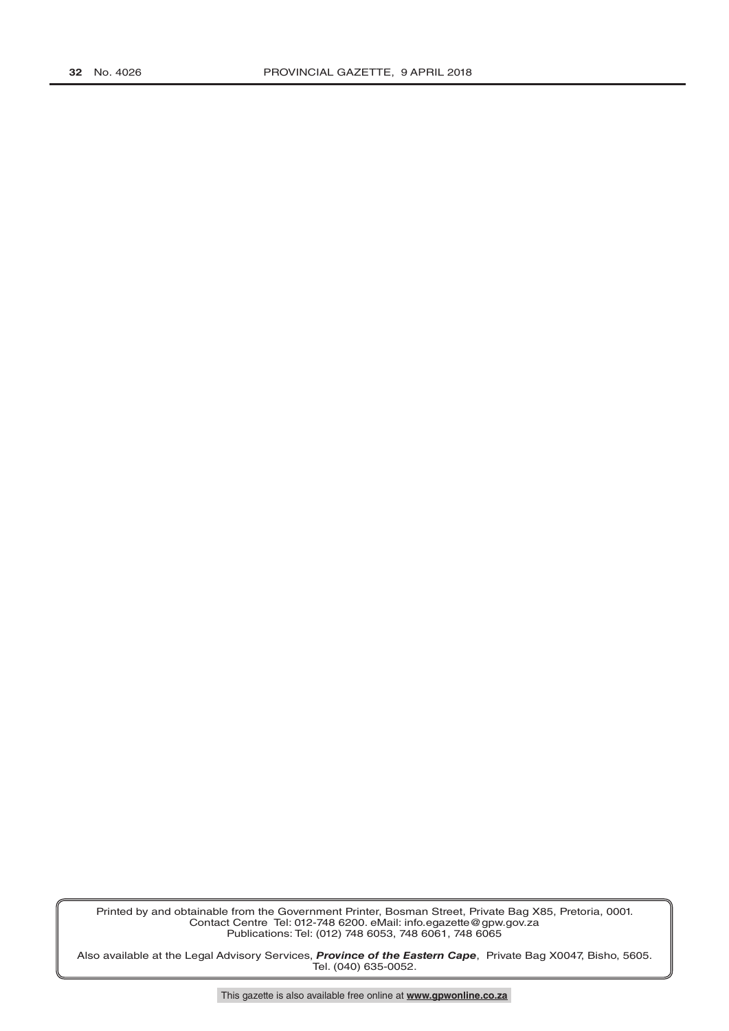Printed by and obtainable from the Government Printer, Bosman Street, Private Bag X85, Pretoria, 0001.
Contact Centre Tel: 012-748 6200. eMail: info.egazette@gpw.gov.za
Publications: Tel: (012) 748 6053, 748 6061, 748 6065

Also available at the Legal Advisory Services, ***Province of the Eastern Cape***, Private Bag X0047, Bisho, 5605.
Tel. (040) 635-0052.

This gazette is also available free online at **www.gpwonline.co.za**